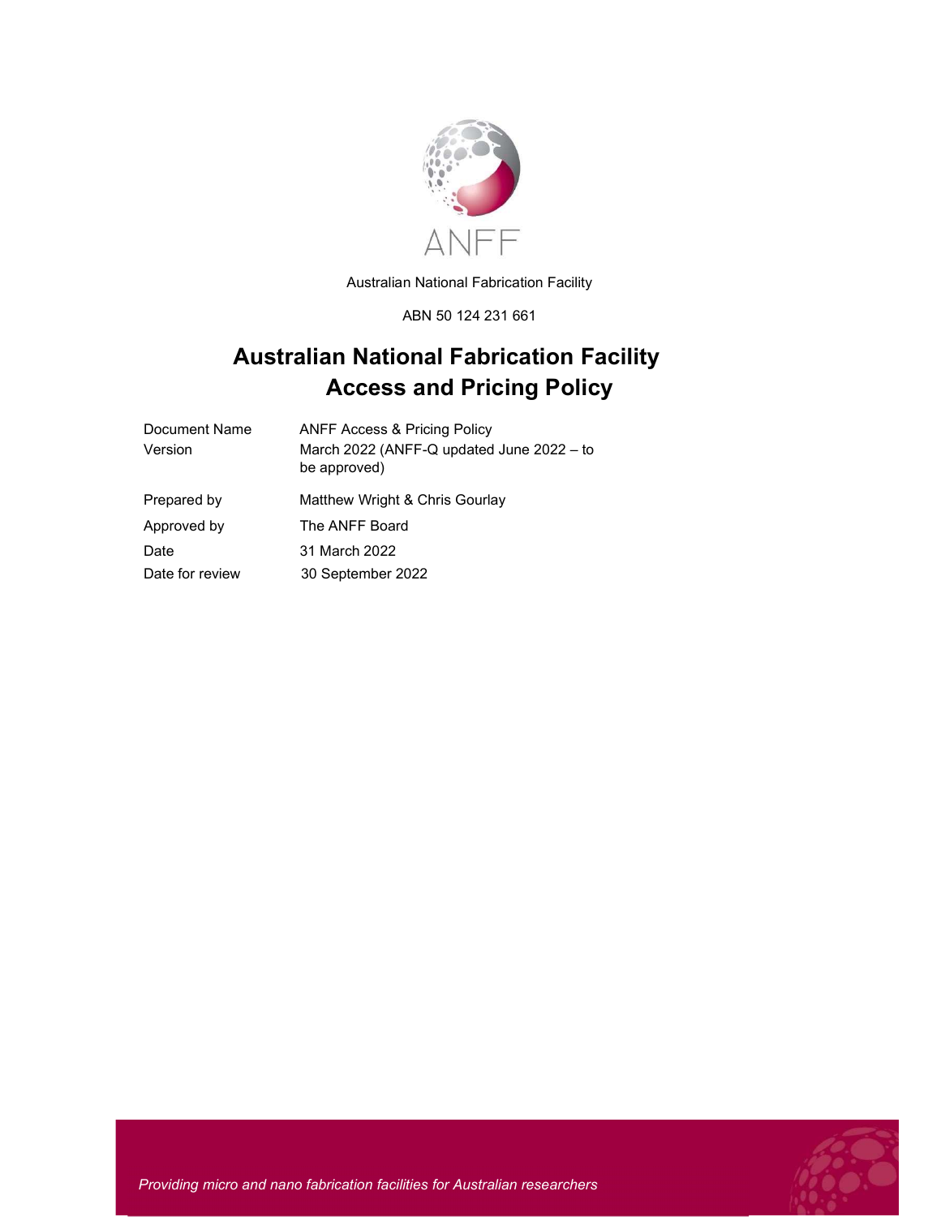ANFF

Australian National Fabrication Facility

ABN 50 124 231 661

# Australian National Fabrication Facility Access and Pricing Policy

| | |
|---|---|
| Document Name | ANFF Access & Pricing Policy |
| Version | March 2022 (ANFF-Q updated June 2022 – to be approved) |
| Prepared by | Matthew Wright & Chris Gourlay |
| Approved by | The ANFF Board |
| Date | 31 March 2022 |
| Date for review | 30 September 2022 |

*Providing micro and nano fabrication facilities for Australian researchers*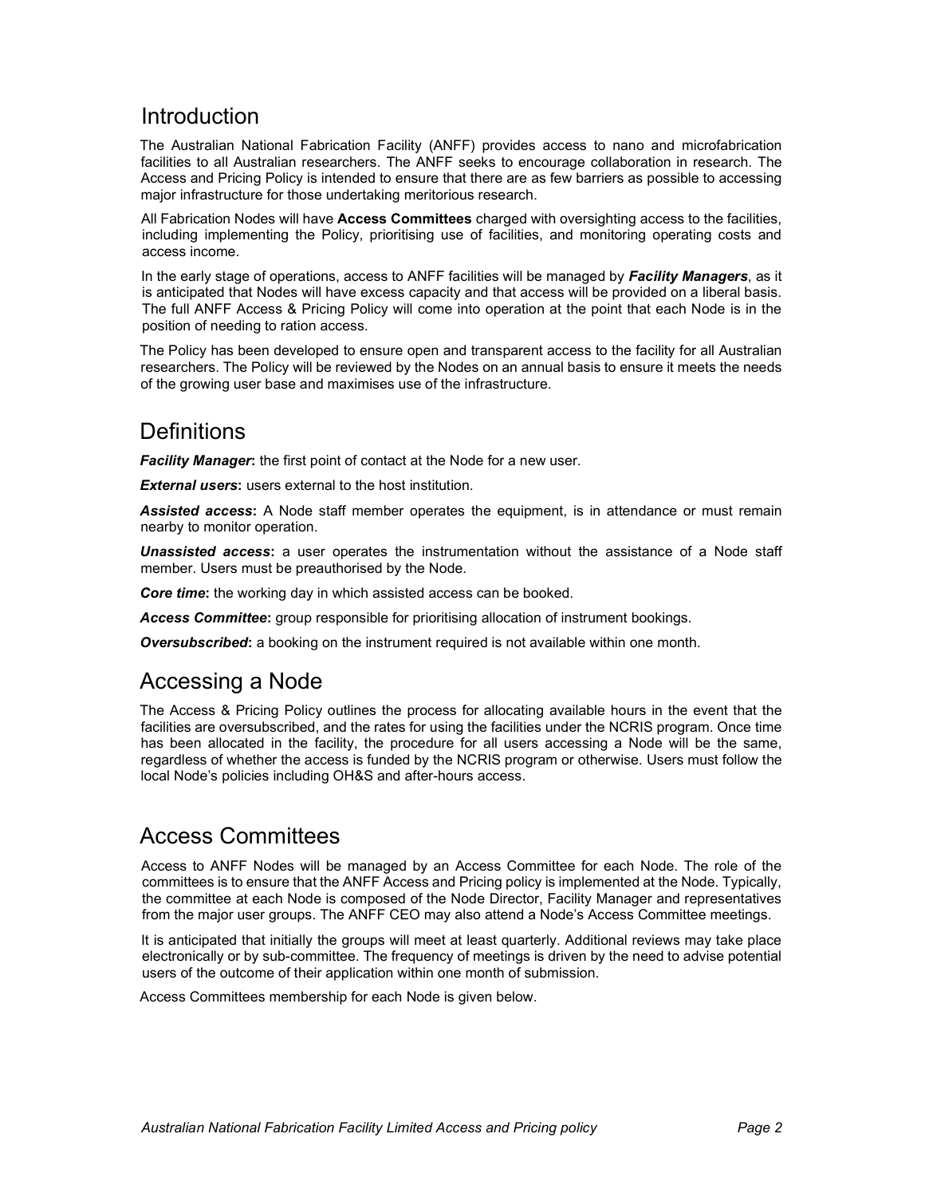## Introduction

The Australian National Fabrication Facility (ANFF) provides access to nano and microfabrication facilities to all Australian researchers. The ANFF seeks to encourage collaboration in research. The Access and Pricing Policy is intended to ensure that there are as few barriers as possible to accessing major infrastructure for those undertaking meritorious research.

All Fabrication Nodes will have **Access Committees** charged with oversighting access to the facilities, including implementing the Policy, prioritising use of facilities, and monitoring operating costs and access income.

In the early stage of operations, access to ANFF facilities will be managed by ***Facility Managers***, as it is anticipated that Nodes will have excess capacity and that access will be provided on a liberal basis. The full ANFF Access & Pricing Policy will come into operation at the point that each Node is in the position of needing to ration access.

The Policy has been developed to ensure open and transparent access to the facility for all Australian researchers. The Policy will be reviewed by the Nodes on an annual basis to ensure it meets the needs of the growing user base and maximises use of the infrastructure.

## Definitions

***Facility Manager*:** the first point of contact at the Node for a new user.

***External users*:** users external to the host institution.

***Assisted access*:** A Node staff member operates the equipment, is in attendance or must remain nearby to monitor operation.

***Unassisted access*:** a user operates the instrumentation without the assistance of a Node staff member. Users must be preauthorised by the Node.

***Core time*:** the working day in which assisted access can be booked.

***Access Committee*:** group responsible for prioritising allocation of instrument bookings.

***Oversubscribed*:** a booking on the instrument required is not available within one month.

## Accessing a Node

The Access & Pricing Policy outlines the process for allocating available hours in the event that the facilities are oversubscribed, and the rates for using the facilities under the NCRIS program. Once time has been allocated in the facility, the procedure for all users accessing a Node will be the same, regardless of whether the access is funded by the NCRIS program or otherwise. Users must follow the local Node's policies including OH&S and after-hours access.

## Access Committees

Access to ANFF Nodes will be managed by an Access Committee for each Node. The role of the committees is to ensure that the ANFF Access and Pricing policy is implemented at the Node. Typically, the committee at each Node is composed of the Node Director, Facility Manager and representatives from the major user groups. The ANFF CEO may also attend a Node's Access Committee meetings.

It is anticipated that initially the groups will meet at least quarterly. Additional reviews may take place electronically or by sub-committee. The frequency of meetings is driven by the need to advise potential users of the outcome of their application within one month of submission.

Access Committees membership for each Node is given below.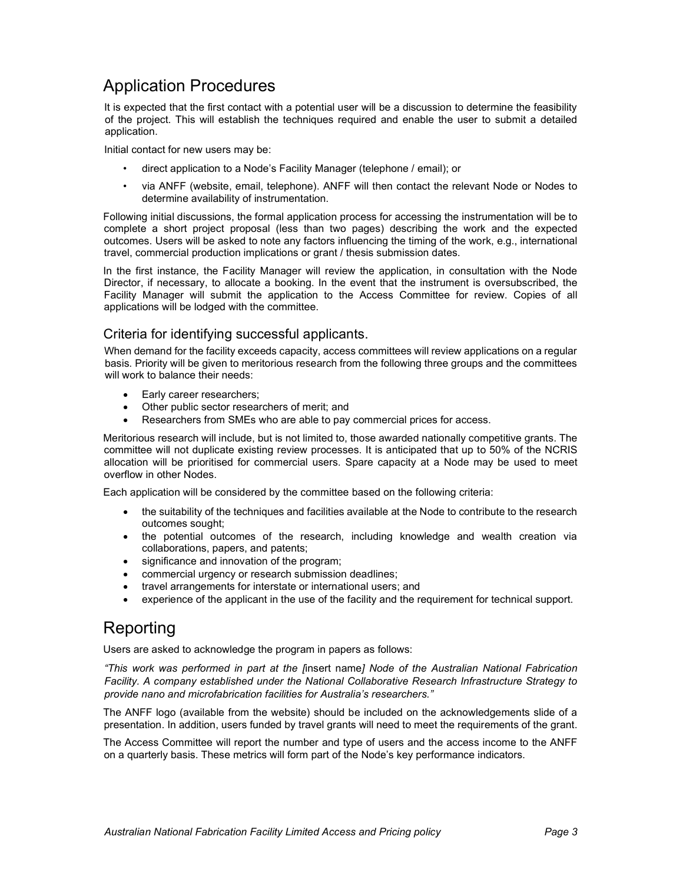# Application Procedures

It is expected that the first contact with a potential user will be a discussion to determine the feasibility of the project. This will establish the techniques required and enable the user to submit a detailed application.

Initial contact for new users may be:

- direct application to a Node's Facility Manager (telephone / email); or
- via ANFF (website, email, telephone). ANFF will then contact the relevant Node or Nodes to determine availability of instrumentation.

Following initial discussions, the formal application process for accessing the instrumentation will be to complete a short project proposal (less than two pages) describing the work and the expected outcomes. Users will be asked to note any factors influencing the timing of the work, e.g., international travel, commercial production implications or grant / thesis submission dates.

In the first instance, the Facility Manager will review the application, in consultation with the Node Director, if necessary, to allocate a booking. In the event that the instrument is oversubscribed, the Facility Manager will submit the application to the Access Committee for review. Copies of all applications will be lodged with the committee.

## Criteria for identifying successful applicants.

When demand for the facility exceeds capacity, access committees will review applications on a regular basis. Priority will be given to meritorious research from the following three groups and the committees will work to balance their needs:

- Early career researchers;
- Other public sector researchers of merit; and
- Researchers from SMEs who are able to pay commercial prices for access.

Meritorious research will include, but is not limited to, those awarded nationally competitive grants. The committee will not duplicate existing review processes. It is anticipated that up to 50% of the NCRIS allocation will be prioritised for commercial users. Spare capacity at a Node may be used to meet overflow in other Nodes.

Each application will be considered by the committee based on the following criteria:

- the suitability of the techniques and facilities available at the Node to contribute to the research outcomes sought;
- the potential outcomes of the research, including knowledge and wealth creation via collaborations, papers, and patents;
- significance and innovation of the program;
- commercial urgency or research submission deadlines;
- travel arrangements for interstate or international users; and
- experience of the applicant in the use of the facility and the requirement for technical support.

# Reporting

Users are asked to acknowledge the program in papers as follows:

*"This work was performed in part at the [*insert name*] Node of the Australian National Fabrication Facility. A company established under the National Collaborative Research Infrastructure Strategy to provide nano and microfabrication facilities for Australia's researchers."*

The ANFF logo (available from the website) should be included on the acknowledgements slide of a presentation. In addition, users funded by travel grants will need to meet the requirements of the grant.

The Access Committee will report the number and type of users and the access income to the ANFF on a quarterly basis. These metrics will form part of the Node's key performance indicators.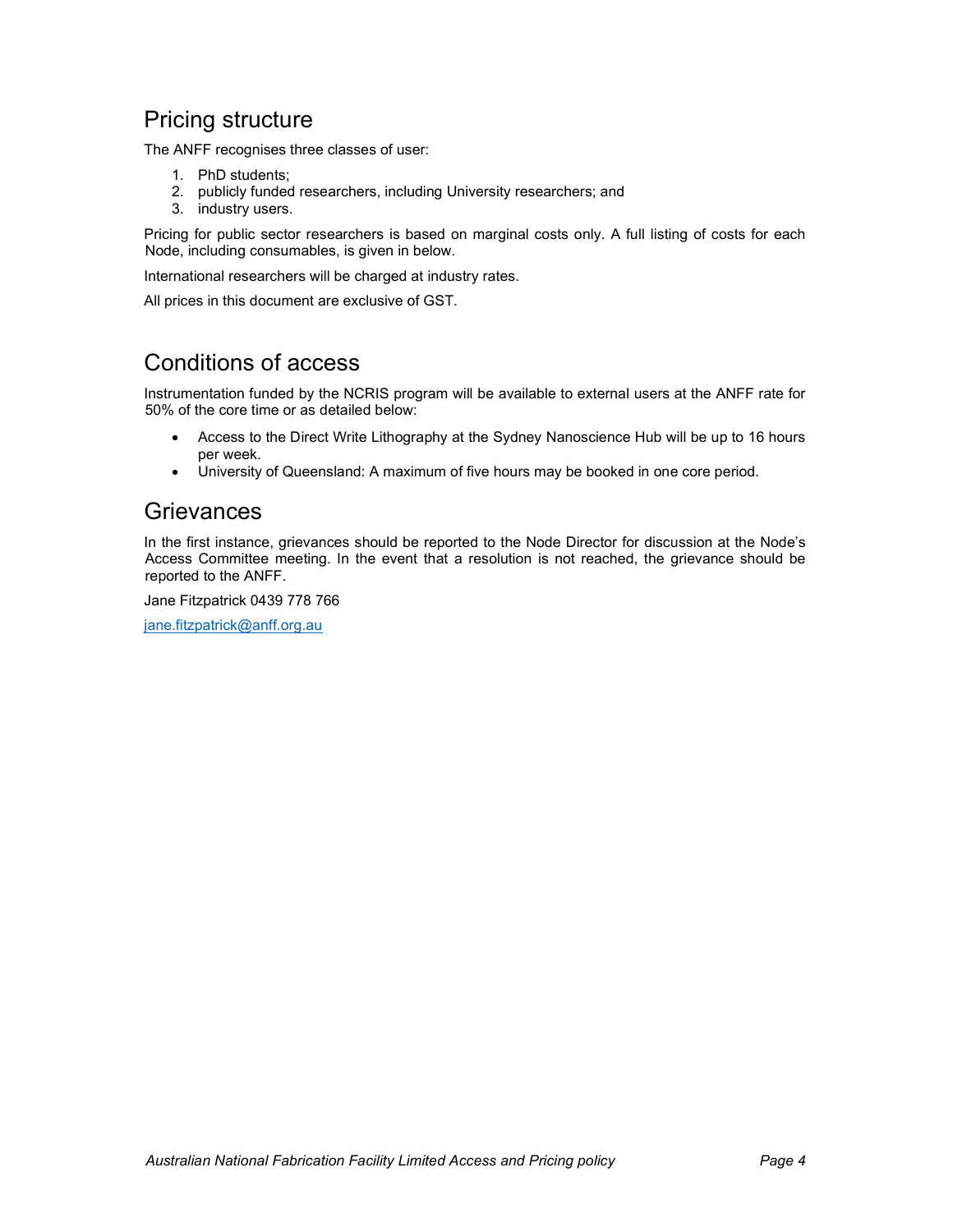## Pricing structure

The ANFF recognises three classes of user:

1. PhD students;
2. publicly funded researchers, including University researchers; and
3. industry users.

Pricing for public sector researchers is based on marginal costs only. A full listing of costs for each Node, including consumables, is given in below.

International researchers will be charged at industry rates.

All prices in this document are exclusive of GST.

## Conditions of access

Instrumentation funded by the NCRIS program will be available to external users at the ANFF rate for 50% of the core time or as detailed below:

- Access to the Direct Write Lithography at the Sydney Nanoscience Hub will be up to 16 hours per week.
- University of Queensland: A maximum of five hours may be booked in one core period.

## Grievances

In the first instance, grievances should be reported to the Node Director for discussion at the Node's Access Committee meeting. In the event that a resolution is not reached, the grievance should be reported to the ANFF.

Jane Fitzpatrick 0439 778 766

jane.fitzpatrick@anff.org.au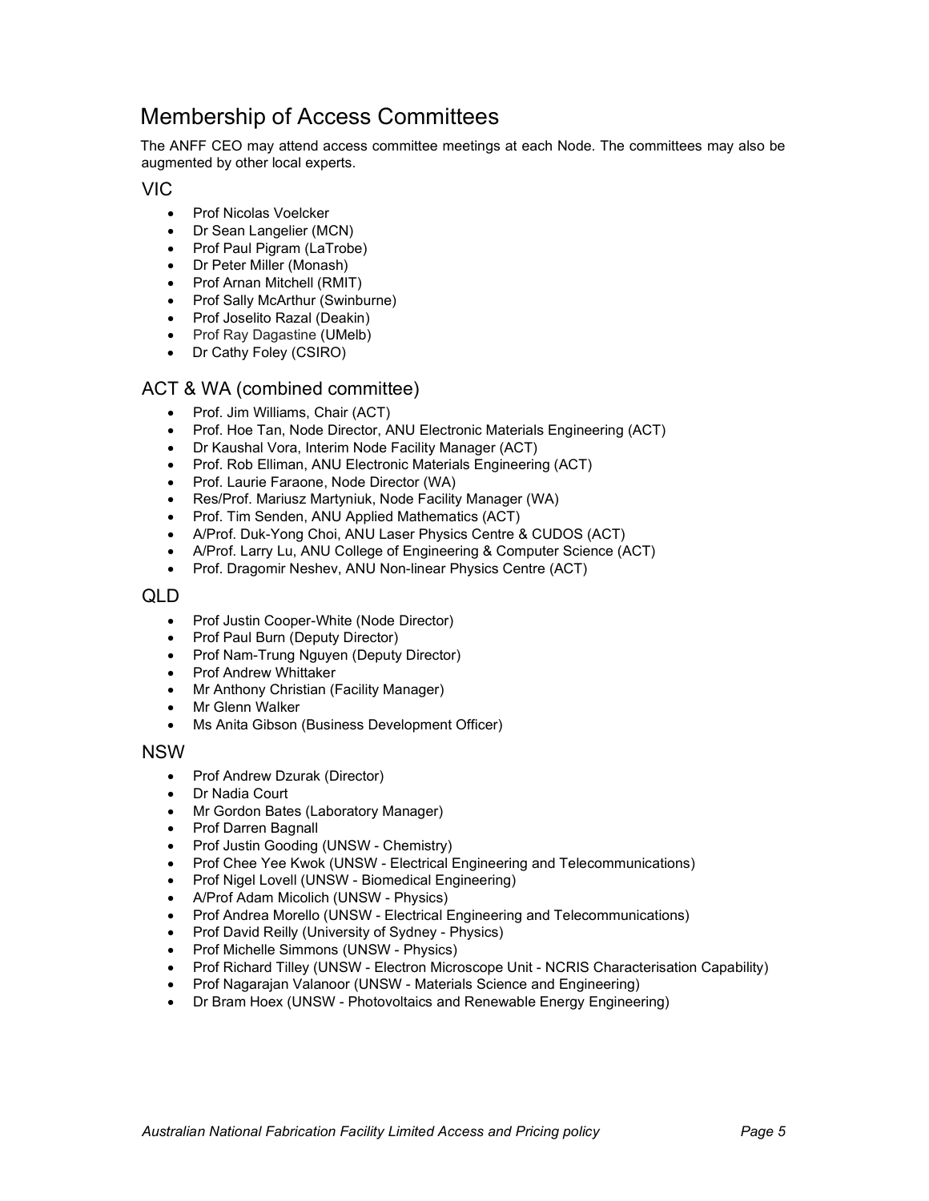# Membership of Access Committees

The ANFF CEO may attend access committee meetings at each Node. The committees may also be augmented by other local experts.

## VIC

- Prof Nicolas Voelcker
- Dr Sean Langelier (MCN)
- Prof Paul Pigram (LaTrobe)
- Dr Peter Miller (Monash)
- Prof Arnan Mitchell (RMIT)
- Prof Sally McArthur (Swinburne)
- Prof Joselito Razal (Deakin)
- Prof Ray Dagastine (UMelb)
- Dr Cathy Foley (CSIRO)

## ACT & WA (combined committee)

- Prof. Jim Williams, Chair (ACT)
- Prof. Hoe Tan, Node Director, ANU Electronic Materials Engineering (ACT)
- Dr Kaushal Vora, Interim Node Facility Manager (ACT)
- Prof. Rob Elliman, ANU Electronic Materials Engineering (ACT)
- Prof. Laurie Faraone, Node Director (WA)
- Res/Prof. Mariusz Martyniuk, Node Facility Manager (WA)
- Prof. Tim Senden, ANU Applied Mathematics (ACT)
- A/Prof. Duk-Yong Choi, ANU Laser Physics Centre & CUDOS (ACT)
- A/Prof. Larry Lu, ANU College of Engineering & Computer Science (ACT)
- Prof. Dragomir Neshev, ANU Non-linear Physics Centre (ACT)

## QLD

- Prof Justin Cooper-White (Node Director)
- Prof Paul Burn (Deputy Director)
- Prof Nam-Trung Nguyen (Deputy Director)
- Prof Andrew Whittaker
- Mr Anthony Christian (Facility Manager)
- Mr Glenn Walker
- Ms Anita Gibson (Business Development Officer)

## NSW

- Prof Andrew Dzurak (Director)
- Dr Nadia Court
- Mr Gordon Bates (Laboratory Manager)
- Prof Darren Bagnall
- Prof Justin Gooding (UNSW - Chemistry)
- Prof Chee Yee Kwok (UNSW - Electrical Engineering and Telecommunications)
- Prof Nigel Lovell (UNSW - Biomedical Engineering)
- A/Prof Adam Micolich (UNSW - Physics)
- Prof Andrea Morello (UNSW - Electrical Engineering and Telecommunications)
- Prof David Reilly (University of Sydney - Physics)
- Prof Michelle Simmons (UNSW - Physics)
- Prof Richard Tilley (UNSW - Electron Microscope Unit - NCRIS Characterisation Capability)
- Prof Nagarajan Valanoor (UNSW - Materials Science and Engineering)
- Dr Bram Hoex (UNSW - Photovoltaics and Renewable Energy Engineering)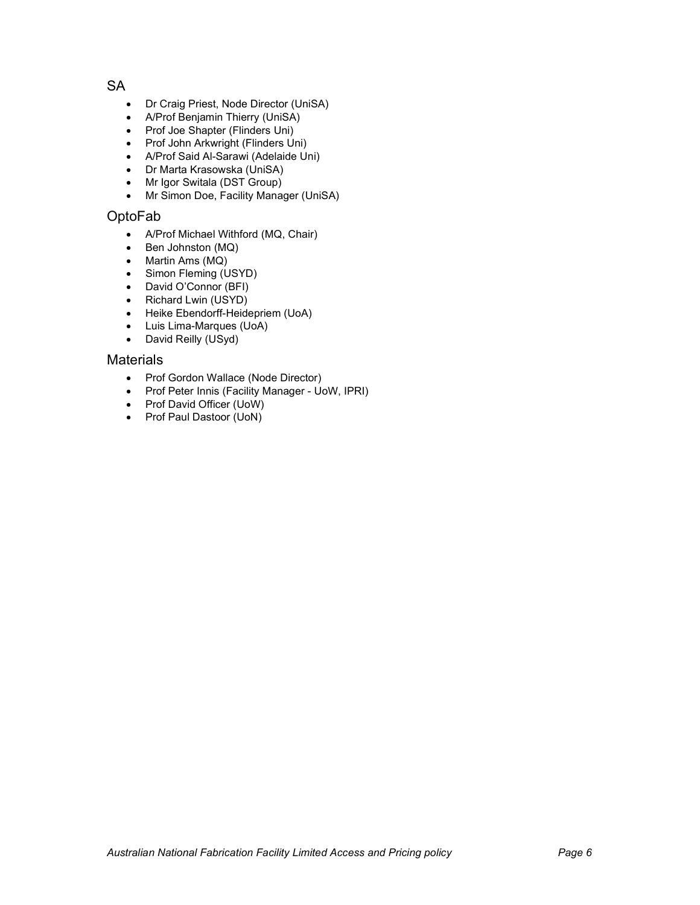## SA

- Dr Craig Priest, Node Director (UniSA)
- A/Prof Benjamin Thierry (UniSA)
- Prof Joe Shapter (Flinders Uni)
- Prof John Arkwright (Flinders Uni)
- A/Prof Said Al-Sarawi (Adelaide Uni)
- Dr Marta Krasowska (UniSA)
- Mr Igor Switala (DST Group)
- Mr Simon Doe, Facility Manager (UniSA)

## OptoFab

- A/Prof Michael Withford (MQ, Chair)
- Ben Johnston (MQ)
- Martin Ams (MQ)
- Simon Fleming (USYD)
- David O'Connor (BFI)
- Richard Lwin (USYD)
- Heike Ebendorff-Heidepriem (UoA)
- Luis Lima-Marques (UoA)
- David Reilly (USyd)

## Materials

- Prof Gordon Wallace (Node Director)
- Prof Peter Innis (Facility Manager - UoW, IPRI)
- Prof David Officer (UoW)
- Prof Paul Dastoor (UoN)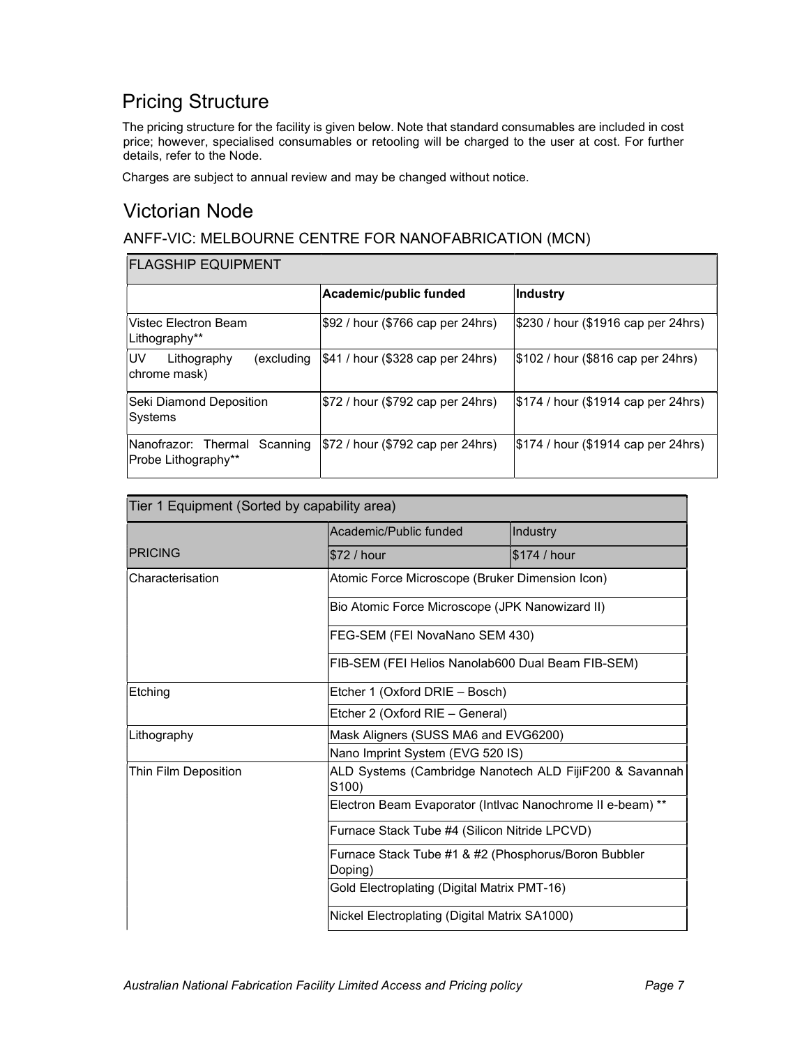# Pricing Structure

The pricing structure for the facility is given below. Note that standard consumables are included in cost price; however, specialised consumables or retooling will be charged to the user at cost. For further details, refer to the Node.

Charges are subject to annual review and may be changed without notice.

# Victorian Node

## ANFF-VIC: MELBOURNE CENTRE FOR NANOFABRICATION (MCN)

| FLAGSHIP EQUIPMENT | | |
|---|---|---|
| | **Academic/public funded** | **Industry** |
| Vistec Electron Beam Lithography** | $92 / hour ($766 cap per 24hrs) | $230 / hour ($1916 cap per 24hrs) |
| UV Lithography (excluding chrome mask) | $41 / hour ($328 cap per 24hrs) | $102 / hour ($816 cap per 24hrs) |
| Seki Diamond Deposition Systems | $72 / hour ($792 cap per 24hrs) | $174 / hour ($1914 cap per 24hrs) |
| Nanofrazor: Thermal Scanning Probe Lithography** | $72 / hour ($792 cap per 24hrs) | $174 / hour ($1914 cap per 24hrs) |

| Tier 1 Equipment (Sorted by capability area) | | |
|---|---|---|
| | Academic/Public funded | Industry |
| PRICING | $72 / hour | $174 / hour |
| Characterisation | Atomic Force Microscope (Bruker Dimension Icon) | |
| | Bio Atomic Force Microscope (JPK Nanowizard II) | |
| | FEG-SEM (FEI NovaNano SEM 430) | |
| | FIB-SEM (FEI Helios Nanolab600 Dual Beam FIB-SEM) | |
| Etching | Etcher 1 (Oxford DRIE – Bosch) | |
| | Etcher 2 (Oxford RIE – General) | |
| Lithography | Mask Aligners (SUSS MA6 and EVG6200) | |
| | Nano Imprint System (EVG 520 IS) | |
| Thin Film Deposition | ALD Systems (Cambridge Nanotech ALD FijiF200 & Savannah S100) | |
| | Electron Beam Evaporator (Intlvac Nanochrome II e-beam) ** | |
| | Furnace Stack Tube #4 (Silicon Nitride LPCVD) | |
| | Furnace Stack Tube #1 & #2 (Phosphorus/Boron Bubbler Doping) | |
| | Gold Electroplating (Digital Matrix PMT-16) | |
| | Nickel Electroplating (Digital Matrix SA1000) | |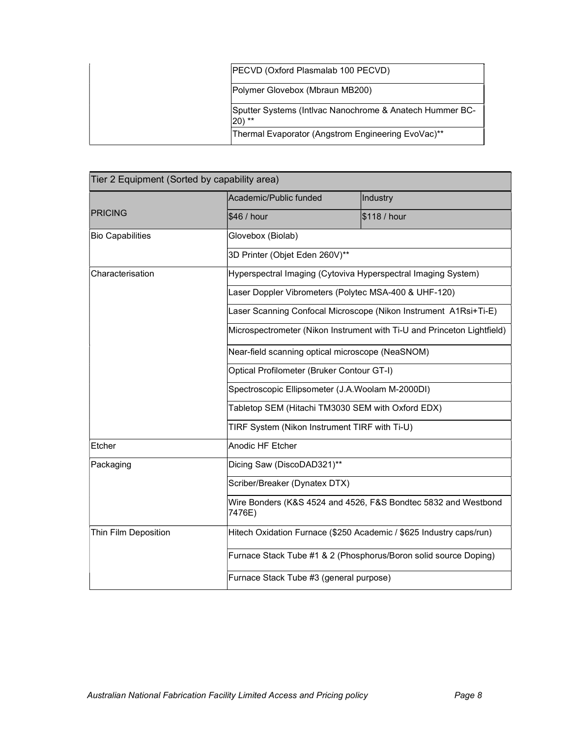| | |
|---|---|
| | PECVD (Oxford Plasmalab 100 PECVD) |
| | Polymer Glovebox (Mbraun MB200) |
| | Sputter Systems (Intlvac Nanochrome & Anatech Hummer BC-20) ** |
| | Thermal Evaporator (Angstrom Engineering EvoVac)** |

| Tier 2 Equipment (Sorted by capability area) | | |
|---|---|---|
| PRICING | Academic/Public funded | Industry |
| | $46 / hour | $118 / hour |
| Bio Capabilities | Glovebox (Biolab) | |
| | 3D Printer (Objet Eden 260V)** | |
| Characterisation | Hyperspectral Imaging (Cytoviva Hyperspectral Imaging System) | |
| | Laser Doppler Vibrometers (Polytec MSA-400 & UHF-120) | |
| | Laser Scanning Confocal Microscope (Nikon Instrument A1Rsi+Ti-E) | |
| | Microspectrometer (Nikon Instrument with Ti-U and Princeton Lightfield) | |
| | Near-field scanning optical microscope (NeaSNOM) | |
| | Optical Profilometer (Bruker Contour GT-I) | |
| | Spectroscopic Ellipsometer (J.A.Woolam M-2000DI) | |
| | Tabletop SEM (Hitachi TM3030 SEM with Oxford EDX) | |
| | TIRF System (Nikon Instrument TIRF with Ti-U) | |
| Etcher | Anodic HF Etcher | |
| Packaging | Dicing Saw (DiscoDAD321)** | |
| | Scriber/Breaker (Dynatex DTX) | |
| | Wire Bonders (K&S 4524 and 4526, F&S Bondtec 5832 and Westbond 7476E) | |
| Thin Film Deposition | Hitech Oxidation Furnace ($250 Academic / $625 Industry caps/run) | |
| | Furnace Stack Tube #1 & 2 (Phosphorus/Boron solid source Doping) | |
| | Furnace Stack Tube #3 (general purpose) | |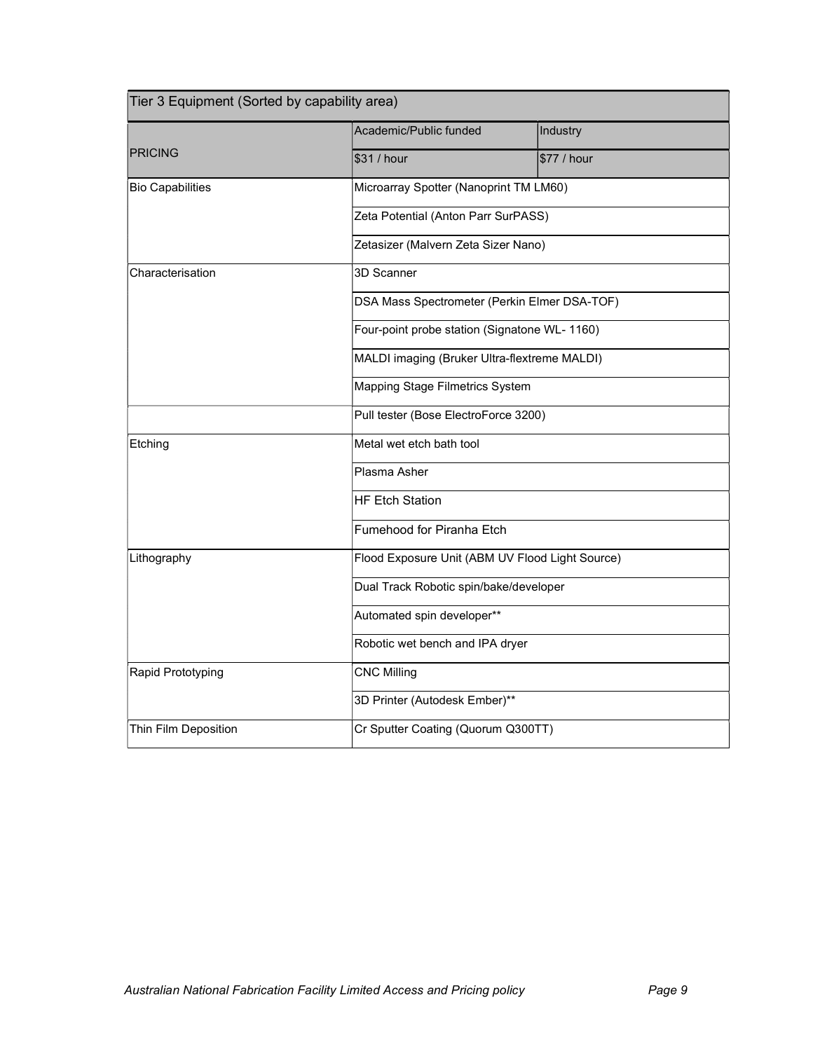| Tier 3 Equipment (Sorted by capability area) | | |
|---|---|---|
| PRICING | Academic/Public funded | Industry |
| | $31 / hour | $77 / hour |
| Bio Capabilities | Microarray Spotter (Nanoprint TM LM60) | |
| | Zeta Potential (Anton Parr SurPASS) | |
| | Zetasizer (Malvern Zeta Sizer Nano) | |
| Characterisation | 3D Scanner | |
| | DSA Mass Spectrometer (Perkin Elmer DSA-TOF) | |
| | Four-point probe station (Signatone WL- 1160) | |
| | MALDI imaging (Bruker Ultra-flextreme MALDI) | |
| | Mapping Stage Filmetrics System | |
| | Pull tester (Bose ElectroForce 3200) | |
| Etching | Metal wet etch bath tool | |
| | Plasma Asher | |
| | HF Etch Station | |
| | Fumehood for Piranha Etch | |
| Lithography | Flood Exposure Unit (ABM UV Flood Light Source) | |
| | Dual Track Robotic spin/bake/developer | |
| | Automated spin developer** | |
| | Robotic wet bench and IPA dryer | |
| Rapid Prototyping | CNC Milling | |
| | 3D Printer (Autodesk Ember)** | |
| Thin Film Deposition | Cr Sputter Coating (Quorum Q300TT) | |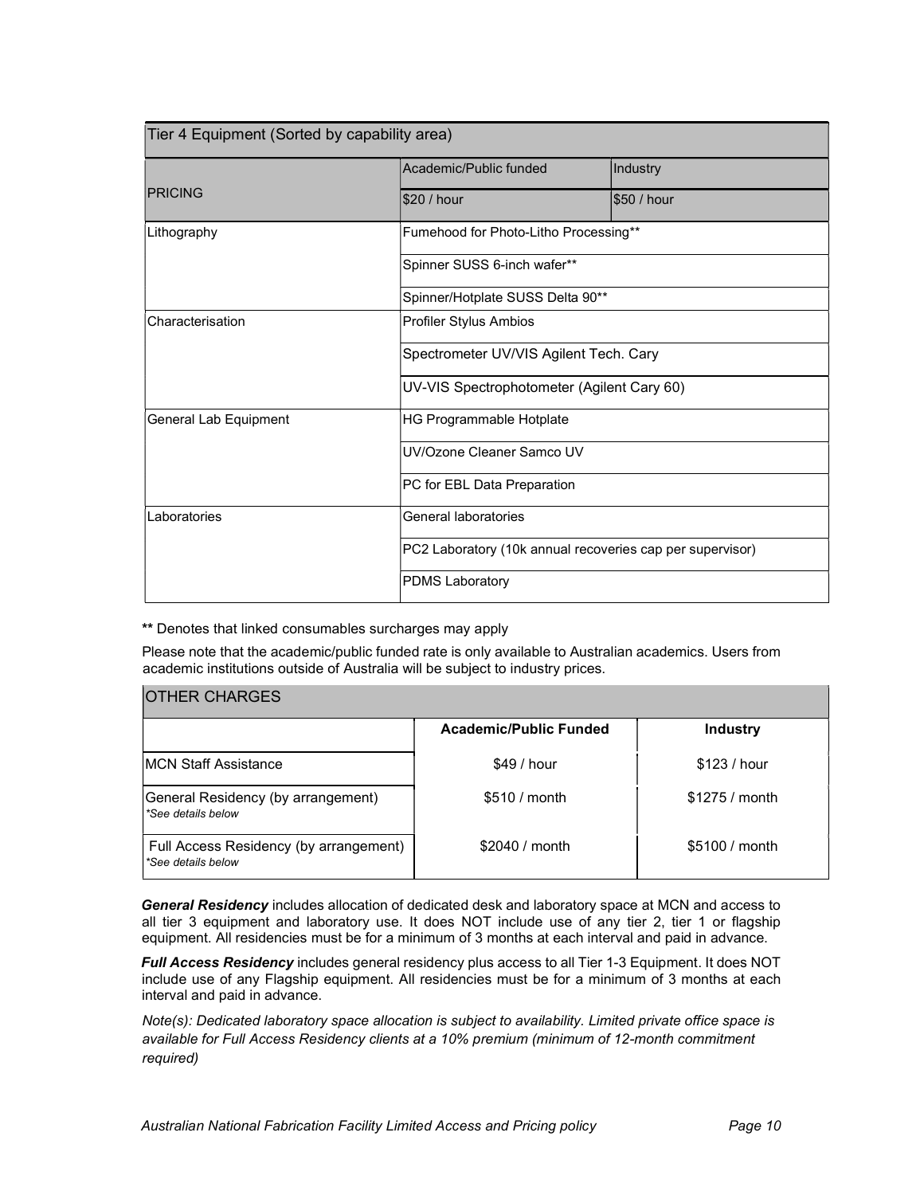| Tier 4 Equipment (Sorted by capability area) | | |
| --- | --- | --- |
| PRICING | Academic/Public funded | Industry |
| | $20 / hour | $50 / hour |
| Lithography | Fumehood for Photo-Litho Processing** | |
| | Spinner SUSS 6-inch wafer** | |
| | Spinner/Hotplate SUSS Delta 90** | |
| Characterisation | Profiler Stylus Ambios | |
| | Spectrometer UV/VIS Agilent Tech. Cary | |
| | UV-VIS Spectrophotometer (Agilent Cary 60) | |
| General Lab Equipment | HG Programmable Hotplate | |
| | UV/Ozone Cleaner Samco UV | |
| | PC for EBL Data Preparation | |
| Laboratories | General laboratories | |
| | PC2 Laboratory (10k annual recoveries cap per supervisor) | |
| | PDMS Laboratory | |

**** Denotes that linked consumables surcharges may apply

Please note that the academic/public funded rate is only available to Australian academics. Users from academic institutions outside of Australia will be subject to industry prices.

| OTHER CHARGES | | |
| --- | --- | --- |
| | **Academic/Public Funded** | **Industry** |
| MCN Staff Assistance | $49 / hour | $123 / hour |
| General Residency (by arrangement) *See details below | $510 / month | $1275 / month |
| Full Access Residency (by arrangement) *See details below | $2040 / month | $5100 / month |

***General Residency*** includes allocation of dedicated desk and laboratory space at MCN and access to all tier 3 equipment and laboratory use. It does NOT include use of any tier 2, tier 1 or flagship equipment. All residencies must be for a minimum of 3 months at each interval and paid in advance.

***Full Access Residency*** includes general residency plus access to all Tier 1-3 Equipment. It does NOT include use of any Flagship equipment. All residencies must be for a minimum of 3 months at each interval and paid in advance.

*Note(s): Dedicated laboratory space allocation is subject to availability. Limited private office space is available for Full Access Residency clients at a 10% premium (minimum of 12-month commitment required)*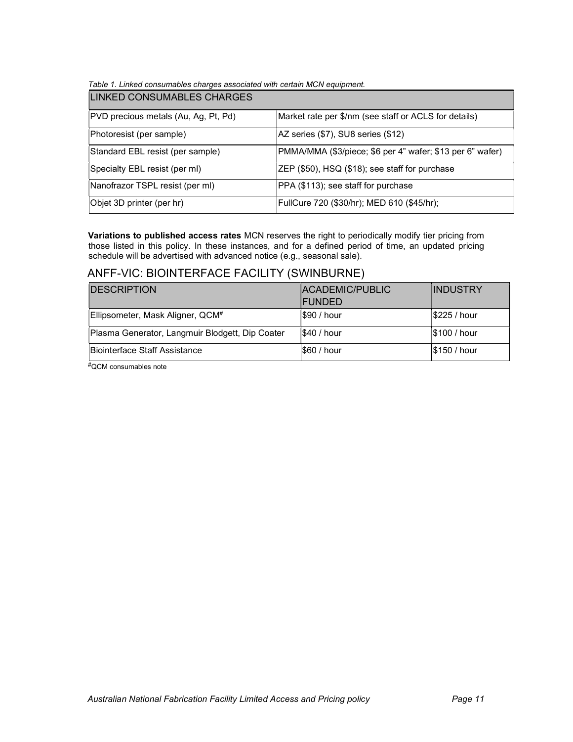*Table 1. Linked consumables charges associated with certain MCN equipment.*

| LINKED CONSUMABLES CHARGES | |
|---|---|
| PVD precious metals (Au, Ag, Pt, Pd) | Market rate per $/nm (see staff or ACLS for details) |
| Photoresist (per sample) | AZ series ($7), SU8 series ($12) |
| Standard EBL resist (per sample) | PMMA/MMA ($3/piece; $6 per 4" wafer; $13 per 6" wafer) |
| Specialty EBL resist (per ml) | ZEP ($50), HSQ ($18); see staff for purchase |
| Nanofrazor TSPL resist (per ml) | PPA ($113); see staff for purchase |
| Objet 3D printer (per hr) | FullCure 720 ($30/hr); MED 610 ($45/hr); |

**Variations to published access rates** MCN reserves the right to periodically modify tier pricing from those listed in this policy. In these instances, and for a defined period of time, an updated pricing schedule will be advertised with advanced notice (e.g., seasonal sale).

## ANFF-VIC: BIOINTERFACE FACILITY (SWINBURNE)

| DESCRIPTION | ACADEMIC/PUBLIC FUNDED | INDUSTRY |
|---|---|---|
| Ellipsometer, Mask Aligner, QCM# | $90 / hour | $225 / hour |
| Plasma Generator, Langmuir Blodgett, Dip Coater | $40 / hour | $100 / hour |
| Biointerface Staff Assistance | $60 / hour | $150 / hour |

#QCM consumables note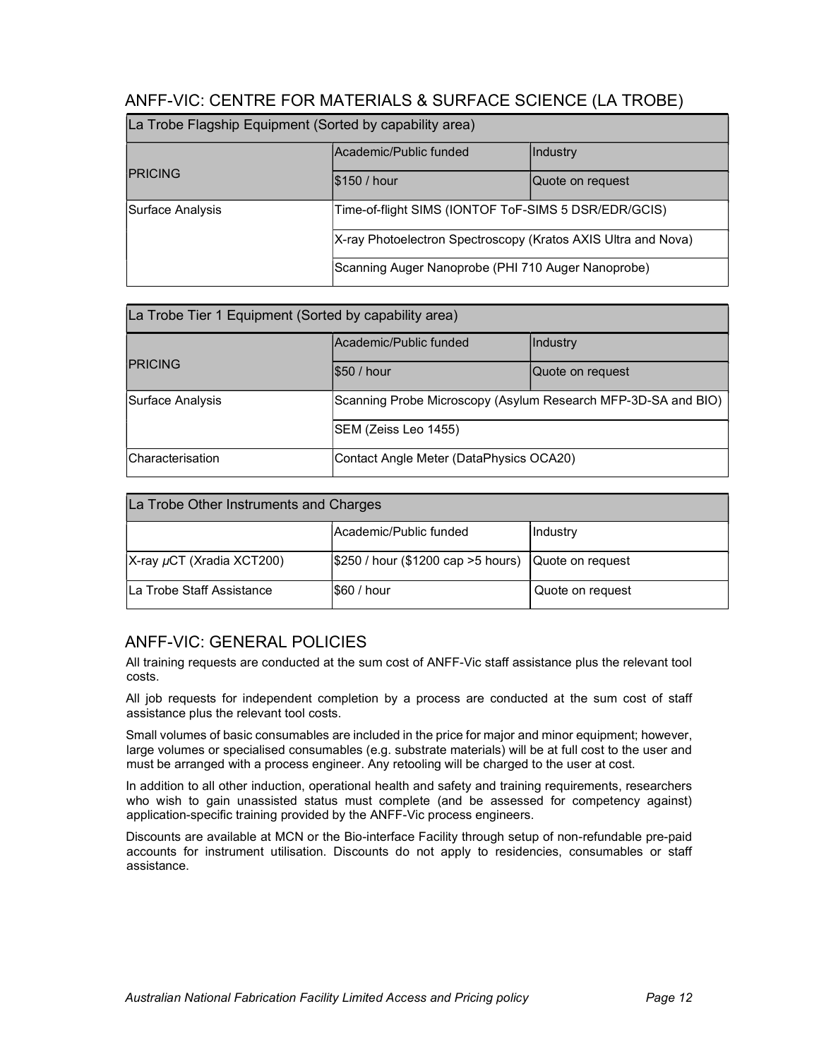## ANFF-VIC: CENTRE FOR MATERIALS & SURFACE SCIENCE (LA TROBE)

| La Trobe Flagship Equipment (Sorted by capability area) | | |
|---|---|---|
| PRICING | Academic/Public funded | Industry |
| | \$150 / hour | Quote on request |
| Surface Analysis | Time-of-flight SIMS (IONTOF ToF-SIMS 5 DSR/EDR/GCIS) | |
| | X-ray Photoelectron Spectroscopy (Kratos AXIS Ultra and Nova) | |
| | Scanning Auger Nanoprobe (PHI 710 Auger Nanoprobe) | |

| La Trobe Tier 1 Equipment (Sorted by capability area) | | |
|---|---|---|
| PRICING | Academic/Public funded | Industry |
| | \$50 / hour | Quote on request |
| Surface Analysis | Scanning Probe Microscopy (Asylum Research MFP-3D-SA and BIO) | |
| | SEM (Zeiss Leo 1455) | |
| Characterisation | Contact Angle Meter (DataPhysics OCA20) | |

| La Trobe Other Instruments and Charges | | |
|---|---|---|
| | Academic/Public funded | Industry |
| X-ray $\mu$CT (Xradia XCT200) | \$250 / hour (\$1200 cap >5 hours) | Quote on request |
| La Trobe Staff Assistance | \$60 / hour | Quote on request |

## ANFF-VIC: GENERAL POLICIES

All training requests are conducted at the sum cost of ANFF-Vic staff assistance plus the relevant tool costs.

All job requests for independent completion by a process are conducted at the sum cost of staff assistance plus the relevant tool costs.

Small volumes of basic consumables are included in the price for major and minor equipment; however, large volumes or specialised consumables (e.g. substrate materials) will be at full cost to the user and must be arranged with a process engineer. Any retooling will be charged to the user at cost.

In addition to all other induction, operational health and safety and training requirements, researchers who wish to gain unassisted status must complete (and be assessed for competency against) application-specific training provided by the ANFF-Vic process engineers.

Discounts are available at MCN or the Bio-interface Facility through setup of non-refundable pre-paid accounts for instrument utilisation. Discounts do not apply to residencies, consumables or staff assistance.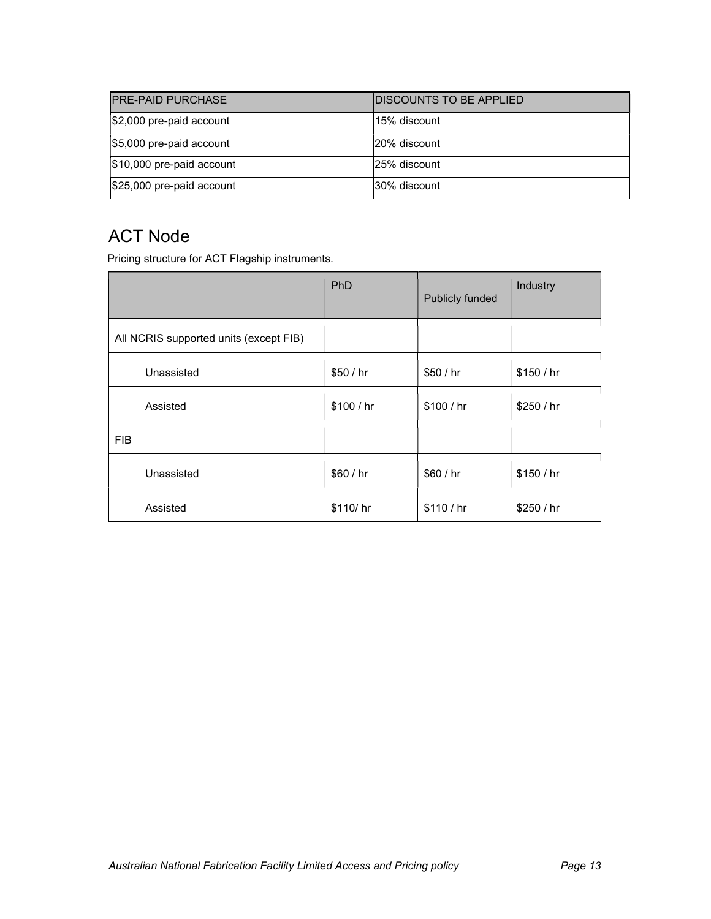| PRE-PAID PURCHASE | DISCOUNTS TO BE APPLIED |
|---|---|
| $2,000 pre-paid account | 15% discount |
| $5,000 pre-paid account | 20% discount |
| $10,000 pre-paid account | 25% discount |
| $25,000 pre-paid account | 30% discount |

## ACT Node

Pricing structure for ACT Flagship instruments.

| | PhD | Publicly funded | Industry |
|---|---|---|---|
| All NCRIS supported units (except FIB) | | | |
| Unassisted | $50 / hr | $50 / hr | $150 / hr |
| Assisted | $100 / hr | $100 / hr | $250 / hr |
| FIB | | | |
| Unassisted | $60 / hr | $60 / hr | $150 / hr |
| Assisted | $110/ hr | $110 / hr | $250 / hr |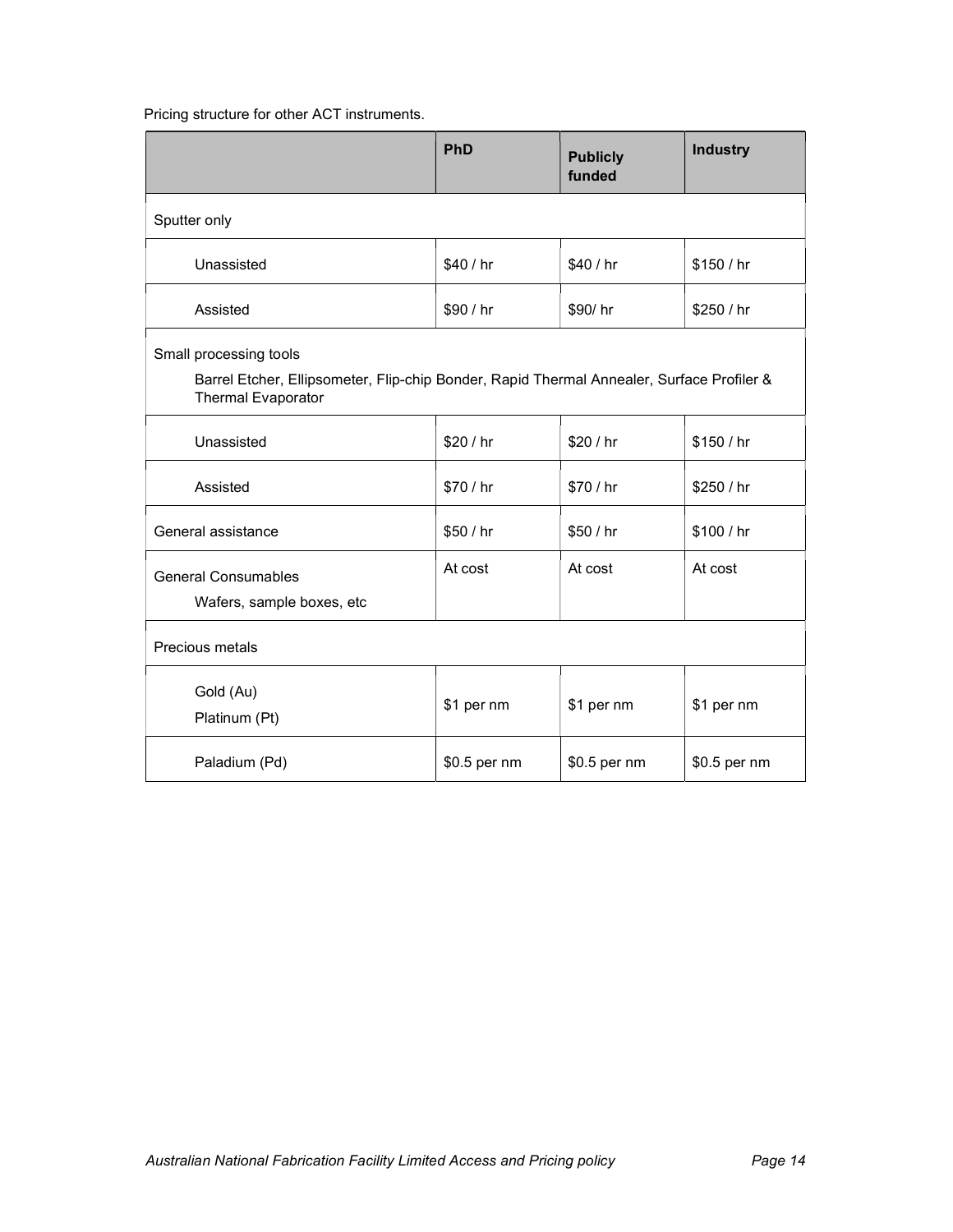Pricing structure for other ACT instruments.

| | PhD | Publicly funded | Industry |
|---|---|---|---|
| Sputter only | | | |
| Unassisted | $40 / hr | $40 / hr | $150 / hr |
| Assisted | $90 / hr | $90/ hr | $250 / hr |
| Small processing tools<br>Barrel Etcher, Ellipsometer, Flip-chip Bonder, Rapid Thermal Annealer, Surface Profiler & Thermal Evaporator | | | |
| Unassisted | $20 / hr | $20 / hr | $150 / hr |
| Assisted | $70 / hr | $70 / hr | $250 / hr |
| General assistance | $50 / hr | $50 / hr | $100 / hr |
| General Consumables<br>Wafers, sample boxes, etc | At cost | At cost | At cost |
| Precious metals | | | |
| Gold (Au)<br>Platinum (Pt) | $1 per nm | $1 per nm | $1 per nm |
| Paladium (Pd) | $0.5 per nm | $0.5 per nm | $0.5 per nm |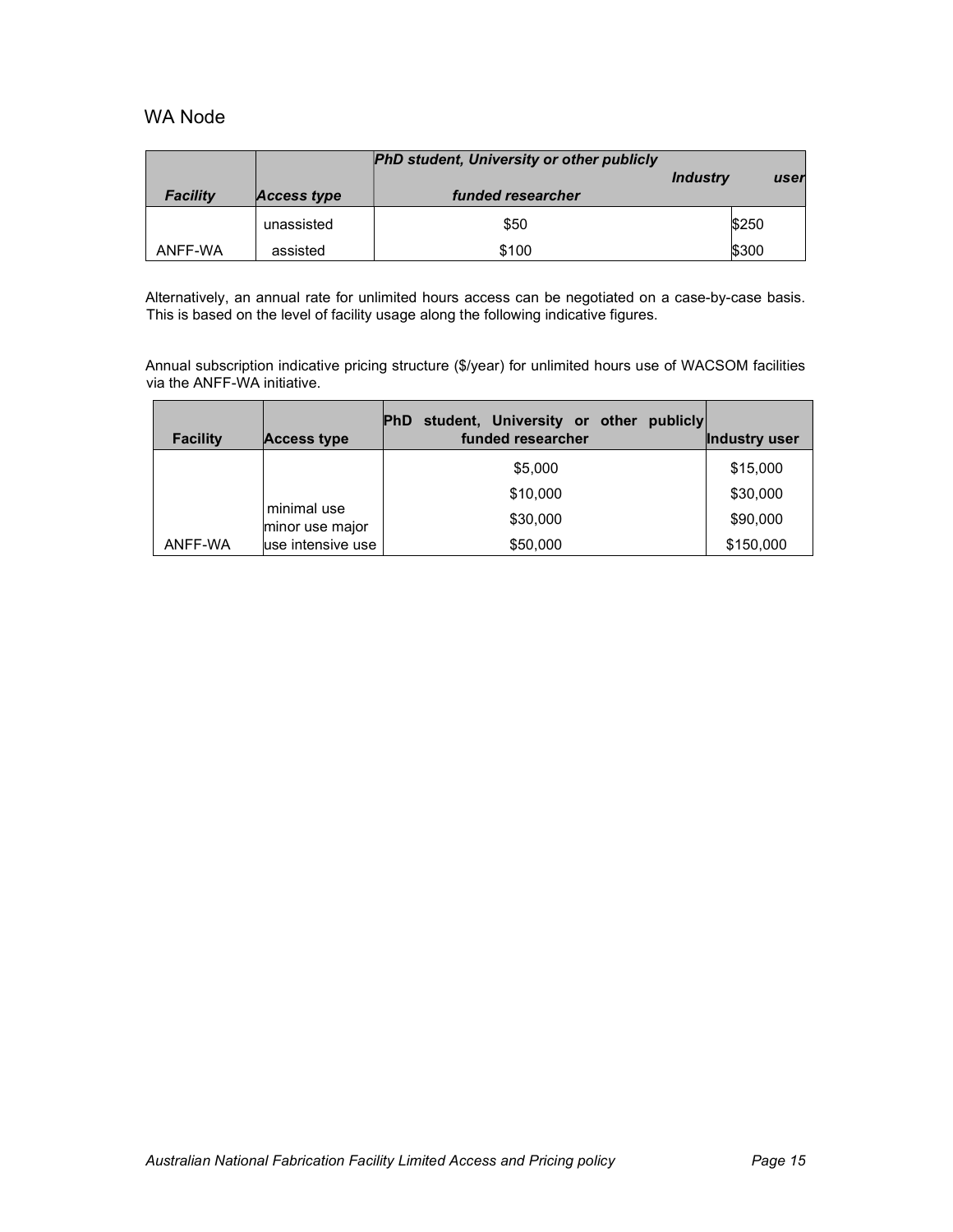## WA Node

| *Facility* | *Access type* | *PhD student, University or other publicly funded researcher* | *Industry user* |
|---|---|---|---|
| | unassisted | $50 | $250 |
| ANFF-WA | assisted | $100 | $300 |

Alternatively, an annual rate for unlimited hours access can be negotiated on a case-by-case basis. This is based on the level of facility usage along the following indicative figures.

Annual subscription indicative pricing structure ($/year) for unlimited hours use of WACSOM facilities via the ANFF-WA initiative.

| **Facility** | **Access type** | **PhD student, University or other publicly funded researcher** | **Industry user** |
|---|---|---|---|
| | minimal use | $5,000 | $15,000 |
| | minor use | $10,000 | $30,000 |
| | major use | $30,000 | $90,000 |
| ANFF-WA | intensive use | $50,000 | $150,000 |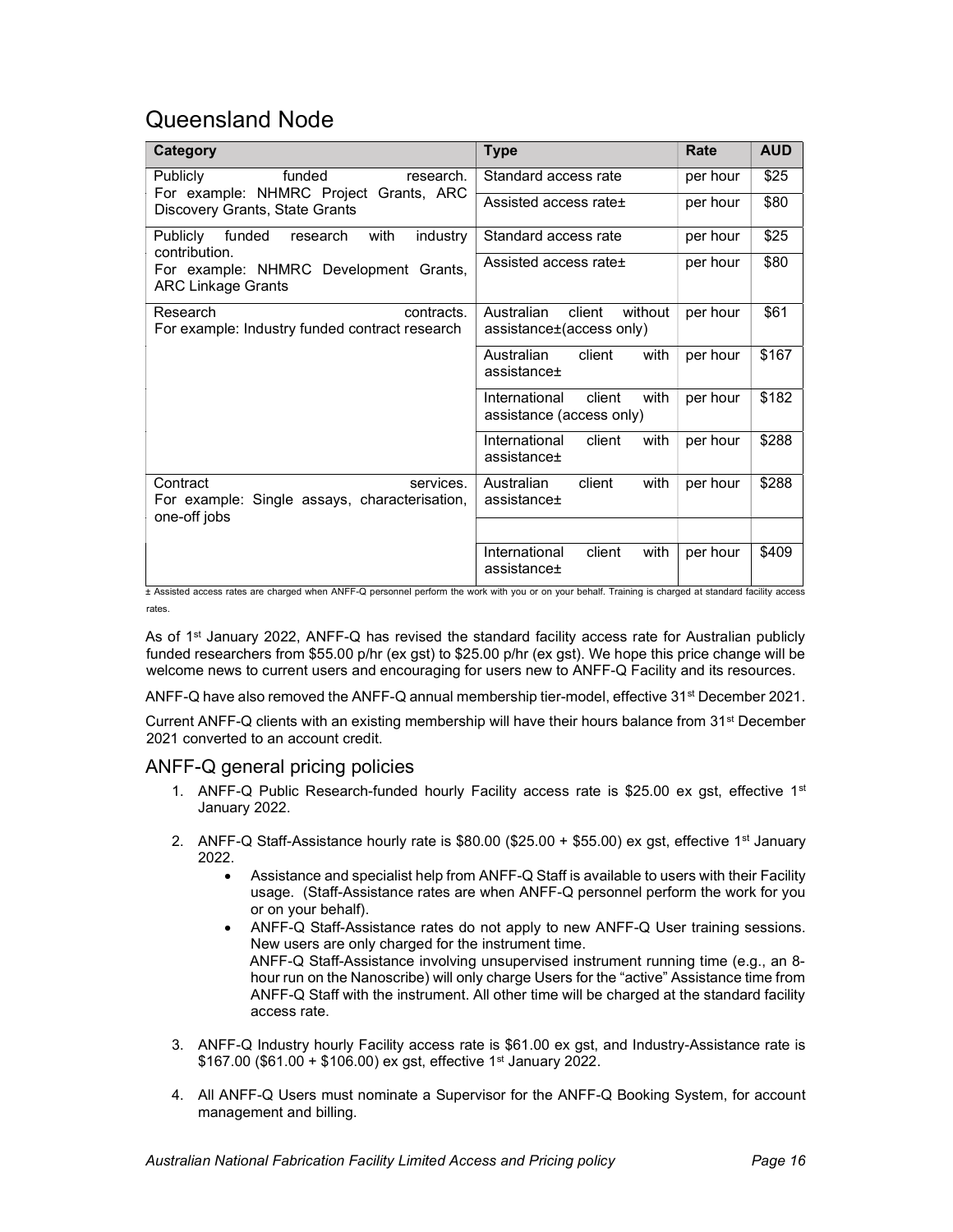# Queensland Node

| Category | Type | Rate | AUD |
|---|---|---|---|
| Publicly funded research. For example: NHMRC Project Grants, ARC Discovery Grants, State Grants | Standard access rate | per hour | $25 |
| | Assisted access rate± | per hour | $80 |
| Publicly funded research with industry contribution. For example: NHMRC Development Grants, ARC Linkage Grants | Standard access rate | per hour | $25 |
| | Assisted access rate± | per hour | $80 |
| Research contracts. For example: Industry funded contract research | Australian client without assistance±(access only) | per hour | $61 |
| | Australian client with assistance± | per hour | $167 |
| | International client with assistance (access only) | per hour | $182 |
| | International client with assistance± | per hour | $288 |
| Contract services. For example: Single assays, characterisation, one-off jobs | Australian client with assistance± | per hour | $288 |
| | | | |
| | International client with assistance± | per hour | $409 |

± Assisted access rates are charged when ANFF-Q personnel perform the work with you or on your behalf. Training is charged at standard facility access rates.

As of 1st January 2022, ANFF-Q has revised the standard facility access rate for Australian publicly funded researchers from $55.00 p/hr (ex gst) to $25.00 p/hr (ex gst). We hope this price change will be welcome news to current users and encouraging for users new to ANFF-Q Facility and its resources.

ANFF-Q have also removed the ANFF-Q annual membership tier-model, effective 31st December 2021.

Current ANFF-Q clients with an existing membership will have their hours balance from 31st December 2021 converted to an account credit.

## ANFF-Q general pricing policies

1. ANFF-Q Public Research-funded hourly Facility access rate is $25.00 ex gst, effective 1st January 2022.

2. ANFF-Q Staff-Assistance hourly rate is $80.00 ($25.00 + $55.00) ex gst, effective 1st January 2022.
   - Assistance and specialist help from ANFF-Q Staff is available to users with their Facility usage. (Staff-Assistance rates are when ANFF-Q personnel perform the work for you or on your behalf).
   - ANFF-Q Staff-Assistance rates do not apply to new ANFF-Q User training sessions. New users are only charged for the instrument time.
     ANFF-Q Staff-Assistance involving unsupervised instrument running time (e.g., an 8-hour run on the Nanoscribe) will only charge Users for the "active" Assistance time from ANFF-Q Staff with the instrument. All other time will be charged at the standard facility access rate.

3. ANFF-Q Industry hourly Facility access rate is $61.00 ex gst, and Industry-Assistance rate is $167.00 ($61.00 + $106.00) ex gst, effective 1st January 2022.

4. All ANFF-Q Users must nominate a Supervisor for the ANFF-Q Booking System, for account management and billing.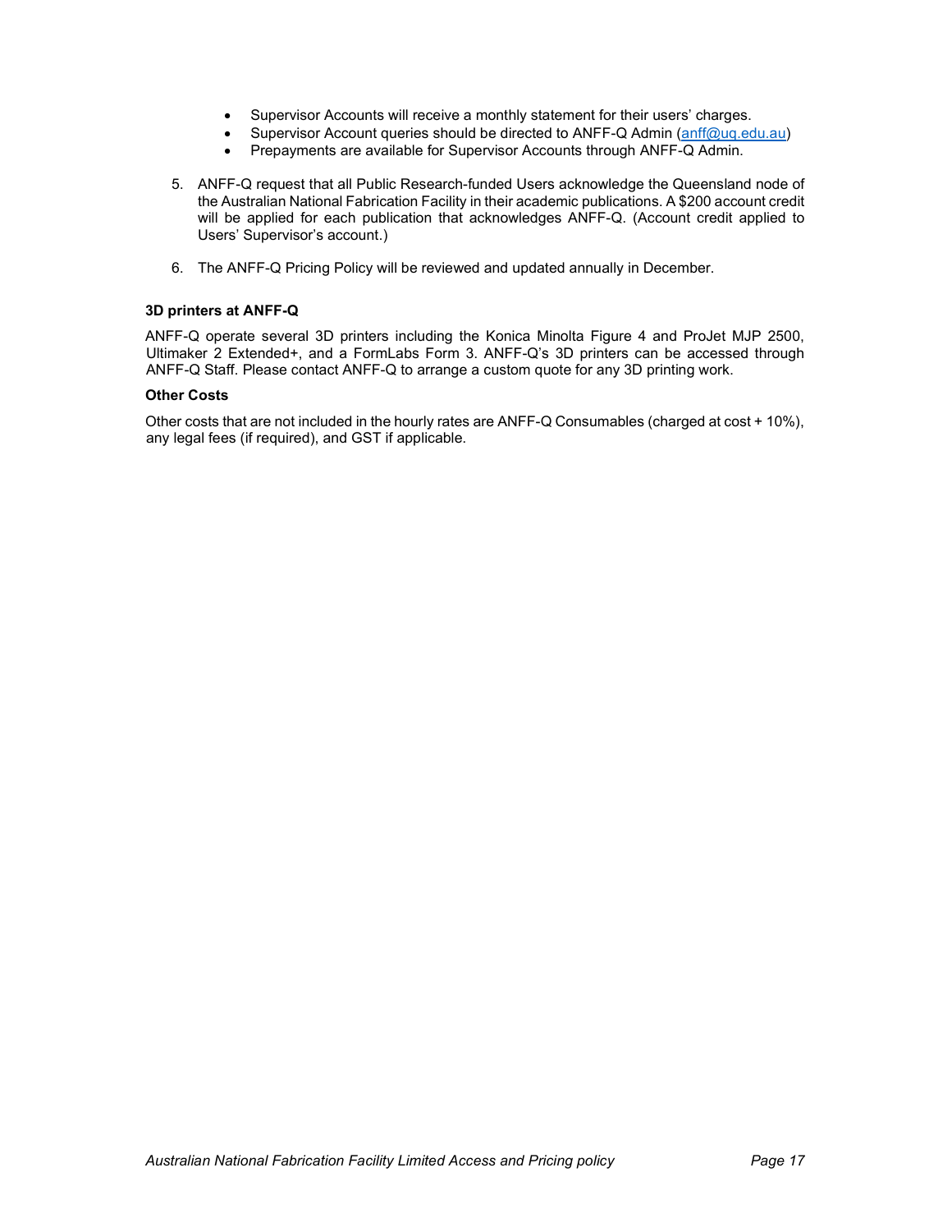- Supervisor Accounts will receive a monthly statement for their users' charges.
- Supervisor Account queries should be directed to ANFF-Q Admin (anff@uq.edu.au)
- Prepayments are available for Supervisor Accounts through ANFF-Q Admin.

5. ANFF-Q request that all Public Research-funded Users acknowledge the Queensland node of the Australian National Fabrication Facility in their academic publications. A $200 account credit will be applied for each publication that acknowledges ANFF-Q. (Account credit applied to Users' Supervisor's account.)
6. The ANFF-Q Pricing Policy will be reviewed and updated annually in December.

**3D printers at ANFF-Q**

ANFF-Q operate several 3D printers including the Konica Minolta Figure 4 and ProJet MJP 2500, Ultimaker 2 Extended+, and a FormLabs Form 3. ANFF-Q's 3D printers can be accessed through ANFF-Q Staff. Please contact ANFF-Q to arrange a custom quote for any 3D printing work.

**Other Costs**

Other costs that are not included in the hourly rates are ANFF-Q Consumables (charged at cost + 10%), any legal fees (if required), and GST if applicable.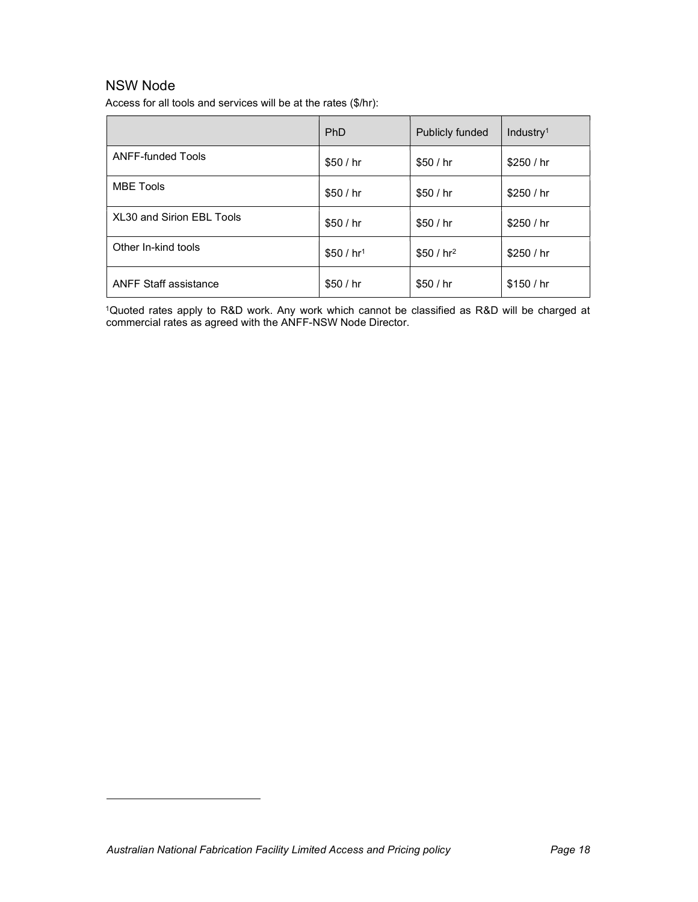## NSW Node

Access for all tools and services will be at the rates ($/hr):

| | PhD | Publicly funded | Industry[1] |
|---|---|---|---|
| ANFF-funded Tools | $50 / hr | $50 / hr | $250 / hr |
| MBE Tools | $50 / hr | $50 / hr | $250 / hr |
| XL30 and Sirion EBL Tools | $50 / hr | $50 / hr | $250 / hr |
| Other In-kind tools | $50 / hr[1] | $50 / hr[2] | $250 / hr |
| ANFF Staff assistance | $50 / hr | $50 / hr | $150 / hr |

[1]Quoted rates apply to R&D work. Any work which cannot be classified as R&D will be charged at commercial rates as agreed with the ANFF-NSW Node Director.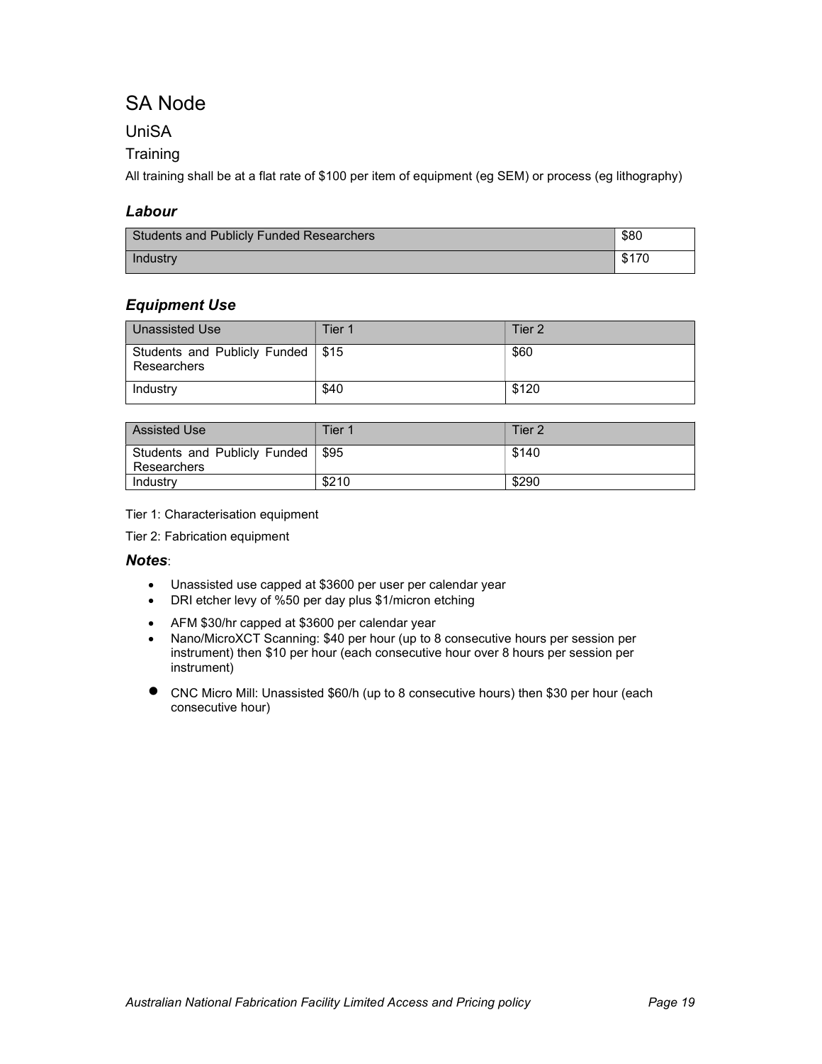# SA Node

## UniSA

### Training

All training shall be at a flat rate of $100 per item of equipment (eg SEM) or process (eg lithography)

### *Labour*

| Students and Publicly Funded Researchers | $80 |
|---|---|
| Industry | $170 |

### *Equipment Use*

| Unassisted Use | Tier 1 | Tier 2 |
|---|---|---|
| Students and Publicly Funded Researchers | $15 | $60 |
| Industry | $40 | $120 |

| Assisted Use | Tier 1 | Tier 2 |
|---|---|---|
| Students and Publicly Funded Researchers | $95 | $140 |
| Industry | $210 | $290 |

Tier 1: Characterisation equipment

Tier 2: Fabrication equipment

***Notes***:

- Unassisted use capped at $3600 per user per calendar year
- DRI etcher levy of %50 per day plus $1/micron etching
- AFM $30/hr capped at $3600 per calendar year
- Nano/MicroXCT Scanning: $40 per hour (up to 8 consecutive hours per session per instrument) then $10 per hour (each consecutive hour over 8 hours per session per instrument)
- CNC Micro Mill: Unassisted $60/h (up to 8 consecutive hours) then $30 per hour (each consecutive hour)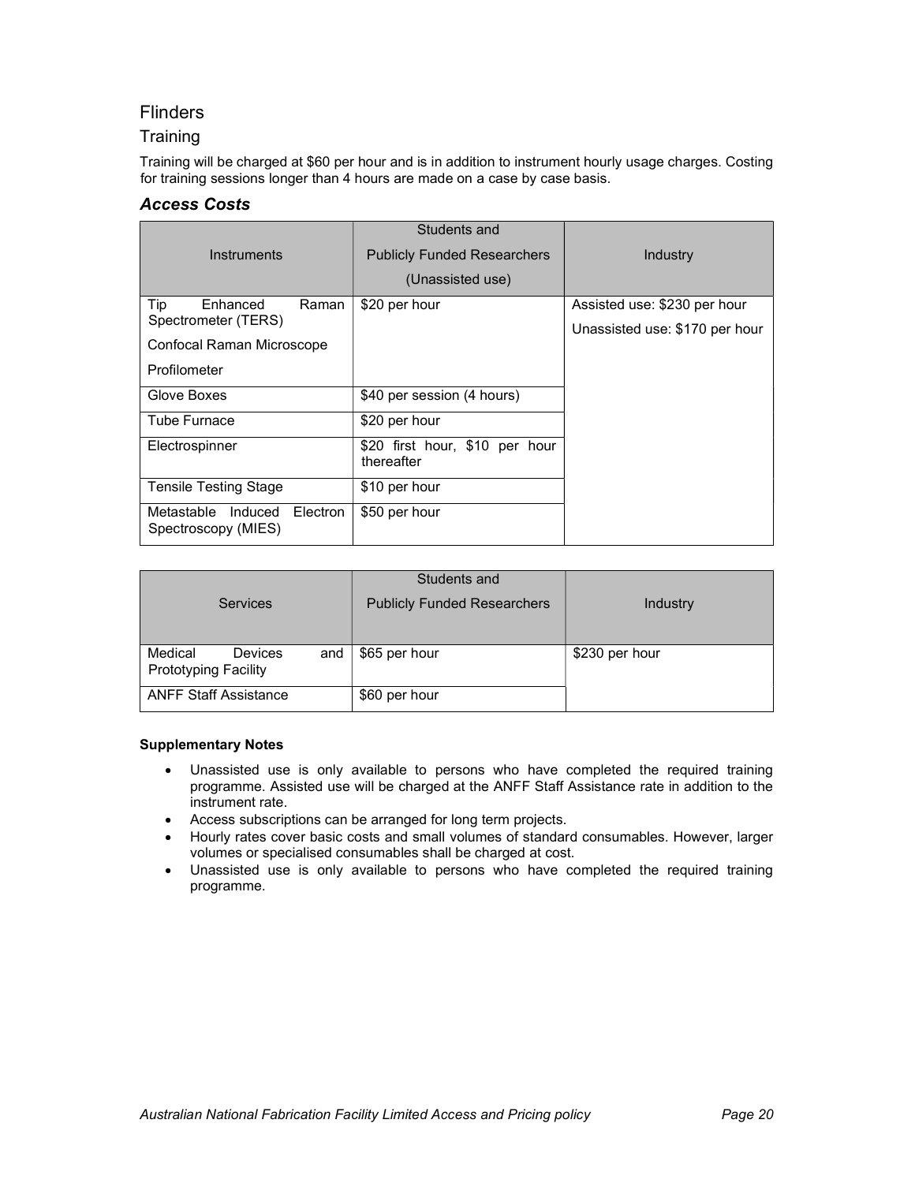## Flinders

### Training

Training will be charged at $60 per hour and is in addition to instrument hourly usage charges. Costing for training sessions longer than 4 hours are made on a case by case basis.

### *Access Costs*

| Instruments | Students and Publicly Funded Researchers (Unassisted use) | Industry |
|---|---|---|
| Tip Enhanced Raman Spectrometer (TERS)<br>Confocal Raman Microscope<br>Profilometer | $20 per hour | Assisted use: $230 per hour<br>Unassisted use: $170 per hour |
| Glove Boxes | $40 per session (4 hours) | |
| Tube Furnace | $20 per hour | |
| Electrospinner | $20 first hour, $10 per hour thereafter | |
| Tensile Testing Stage | $10 per hour | |
| Metastable Induced Electron Spectroscopy (MIES) | $50 per hour | |

| Services | Students and Publicly Funded Researchers | Industry |
|---|---|---|
| Medical Devices and Prototyping Facility | $65 per hour | $230 per hour |
| ANFF Staff Assistance | $60 per hour | |

**Supplementary Notes**

- Unassisted use is only available to persons who have completed the required training programme. Assisted use will be charged at the ANFF Staff Assistance rate in addition to the instrument rate.
- Access subscriptions can be arranged for long term projects.
- Hourly rates cover basic costs and small volumes of standard consumables. However, larger volumes or specialised consumables shall be charged at cost.
- Unassisted use is only available to persons who have completed the required training programme.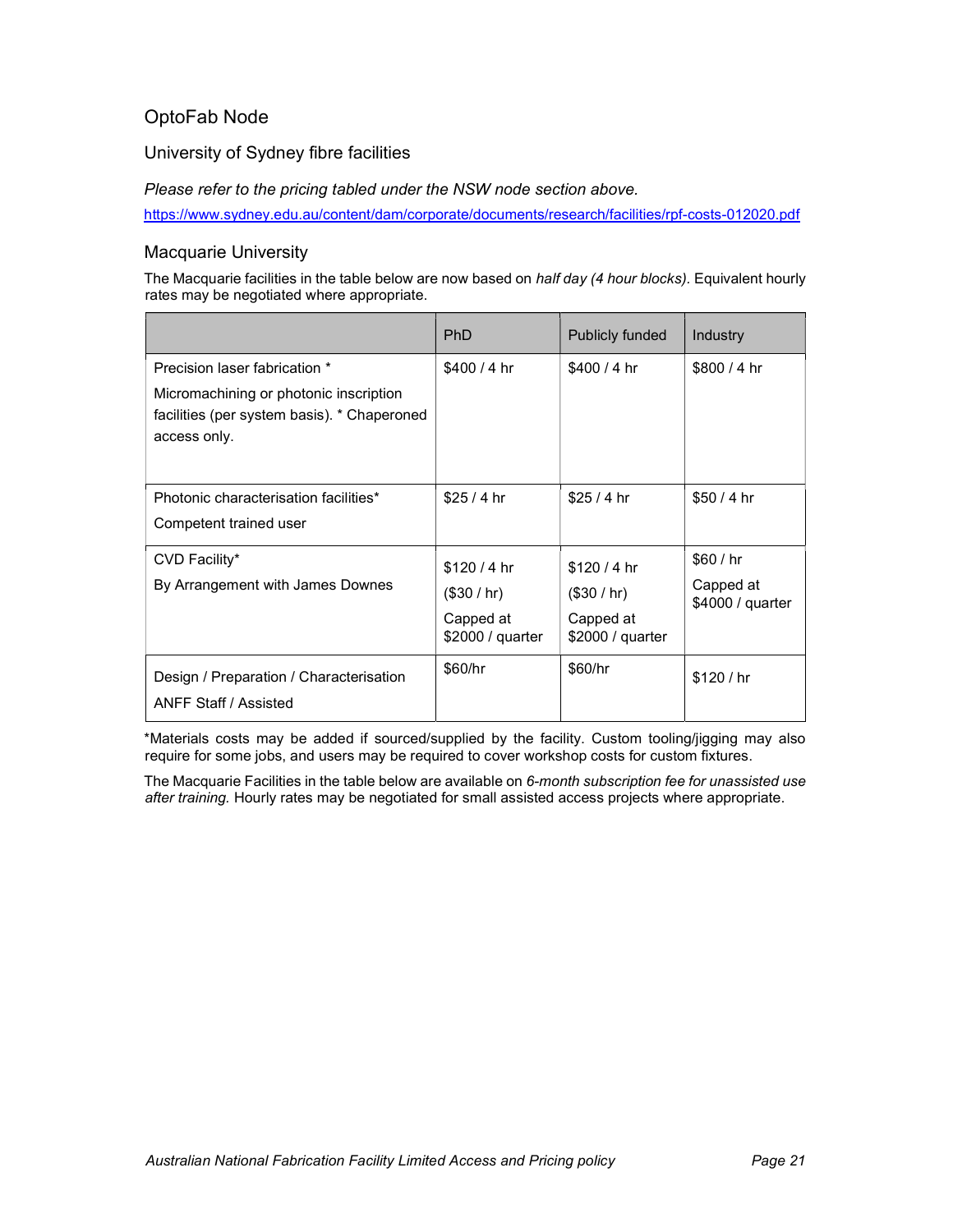## OptoFab Node

### University of Sydney fibre facilities

*Please refer to the pricing tabled under the NSW node section above.*

https://www.sydney.edu.au/content/dam/corporate/documents/research/facilities/rpf-costs-012020.pdf

### Macquarie University

The Macquarie facilities in the table below are now based on *half day (4 hour blocks).* Equivalent hourly rates may be negotiated where appropriate.

| | PhD | Publicly funded | Industry |
|---|---|---|---|
| Precision laser fabrication * <br> Micromachining or photonic inscription facilities (per system basis). * Chaperoned access only. | $400 / 4 hr | $400 / 4 hr | $800 / 4 hr |
| Photonic characterisation facilities* <br> Competent trained user | $25 / 4 hr | $25 / 4 hr | $50 / 4 hr |
| CVD Facility* <br> By Arrangement with James Downes | $120 / 4 hr <br> ($30 / hr) <br> Capped at $2000 / quarter | $120 / 4 hr <br> ($30 / hr) <br> Capped at $2000 / quarter | $60 / hr <br> Capped at $4000 / quarter |
| Design / Preparation / Characterisation <br> ANFF Staff / Assisted | $60/hr | $60/hr | $120 / hr |

*Materials costs may be added if sourced/supplied by the facility. Custom tooling/jigging may also require for some jobs, and users may be required to cover workshop costs for custom fixtures.

The Macquarie Facilities in the table below are available on *6-month subscription fee for unassisted use after training.* Hourly rates may be negotiated for small assisted access projects where appropriate.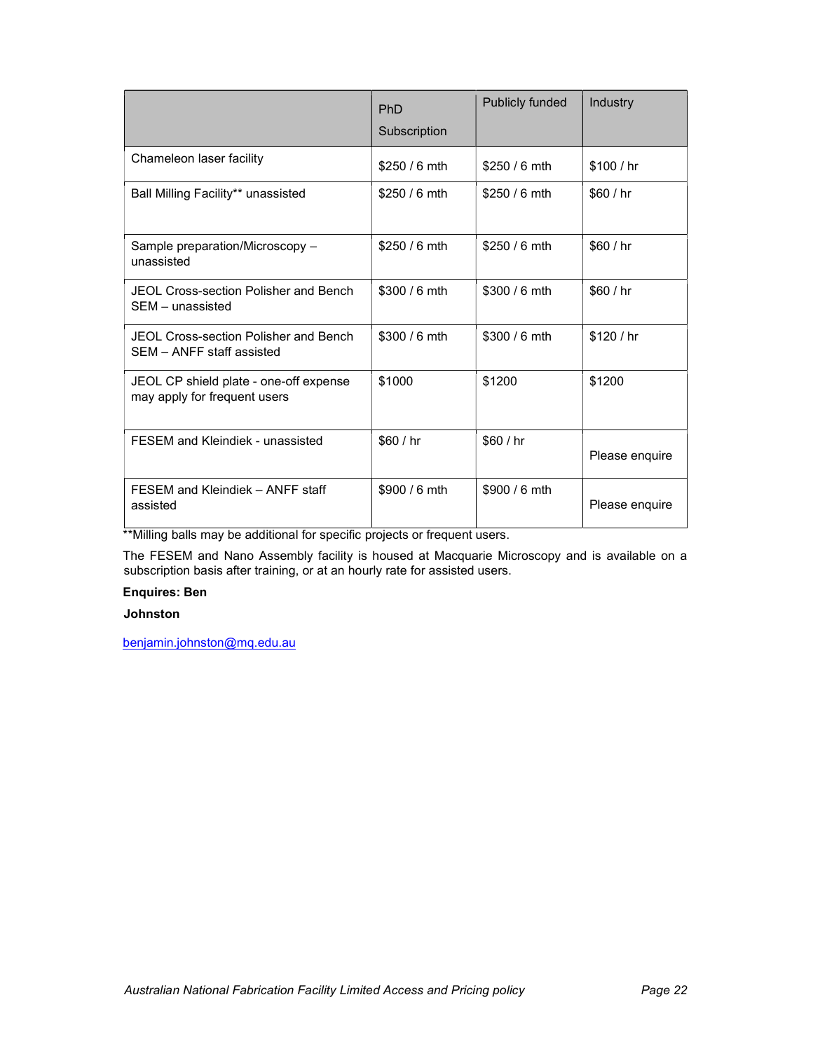| | PhD Subscription | Publicly funded | Industry |
|---|---|---|---|
| Chameleon laser facility | $250 / 6 mth | $250 / 6 mth | $100 / hr |
| Ball Milling Facility** unassisted | $250 / 6 mth | $250 / 6 mth | $60 / hr |
| Sample preparation/Microscopy – unassisted | $250 / 6 mth | $250 / 6 mth | $60 / hr |
| JEOL Cross-section Polisher and Bench SEM – unassisted | $300 / 6 mth | $300 / 6 mth | $60 / hr |
| JEOL Cross-section Polisher and Bench SEM – ANFF staff assisted | $300 / 6 mth | $300 / 6 mth | $120 / hr |
| JEOL CP shield plate - one-off expense may apply for frequent users | $1000 | $1200 | $1200 |
| FESEM and Kleindiek - unassisted | $60 / hr | $60 / hr | Please enquire |
| FESEM and Kleindiek – ANFF staff assisted | $900 / 6 mth | $900 / 6 mth | Please enquire |

**Milling balls may be additional for specific projects or frequent users.

The FESEM and Nano Assembly facility is housed at Macquarie Microscopy and is available on a subscription basis after training, or at an hourly rate for assisted users.

**Enquires: Ben Johnston**

benjamin.johnston@mq.edu.au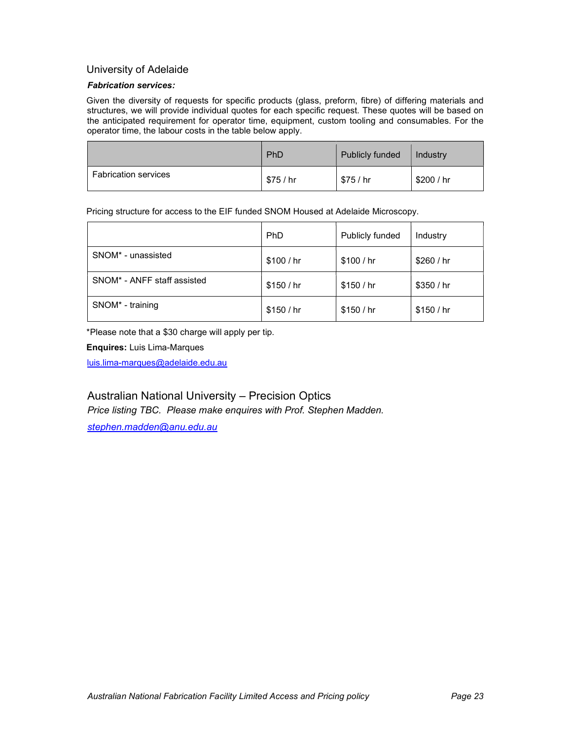## University of Adelaide

***Fabrication services:***

Given the diversity of requests for specific products (glass, preform, fibre) of differing materials and structures, we will provide individual quotes for each specific request. These quotes will be based on the anticipated requirement for operator time, equipment, custom tooling and consumables. For the operator time, the labour costs in the table below apply.

| | PhD | Publicly funded | Industry |
|---|---|---|---|
| Fabrication services | $75 / hr | $75 / hr | $200 / hr |

Pricing structure for access to the EIF funded SNOM Housed at Adelaide Microscopy.

| | PhD | Publicly funded | Industry |
|---|---|---|---|
| SNOM* - unassisted | $100 / hr | $100 / hr | $260 / hr |
| SNOM* - ANFF staff assisted | $150 / hr | $150 / hr | $350 / hr |
| SNOM* - training | $150 / hr | $150 / hr | $150 / hr |

*Please note that a $30 charge will apply per tip.

**Enquires:** Luis Lima-Marques

luis.lima-marques@adelaide.edu.au

## Australian National University – Precision Optics

*Price listing TBC. Please make enquires with Prof. Stephen Madden.*

*stephen.madden@anu.edu.au*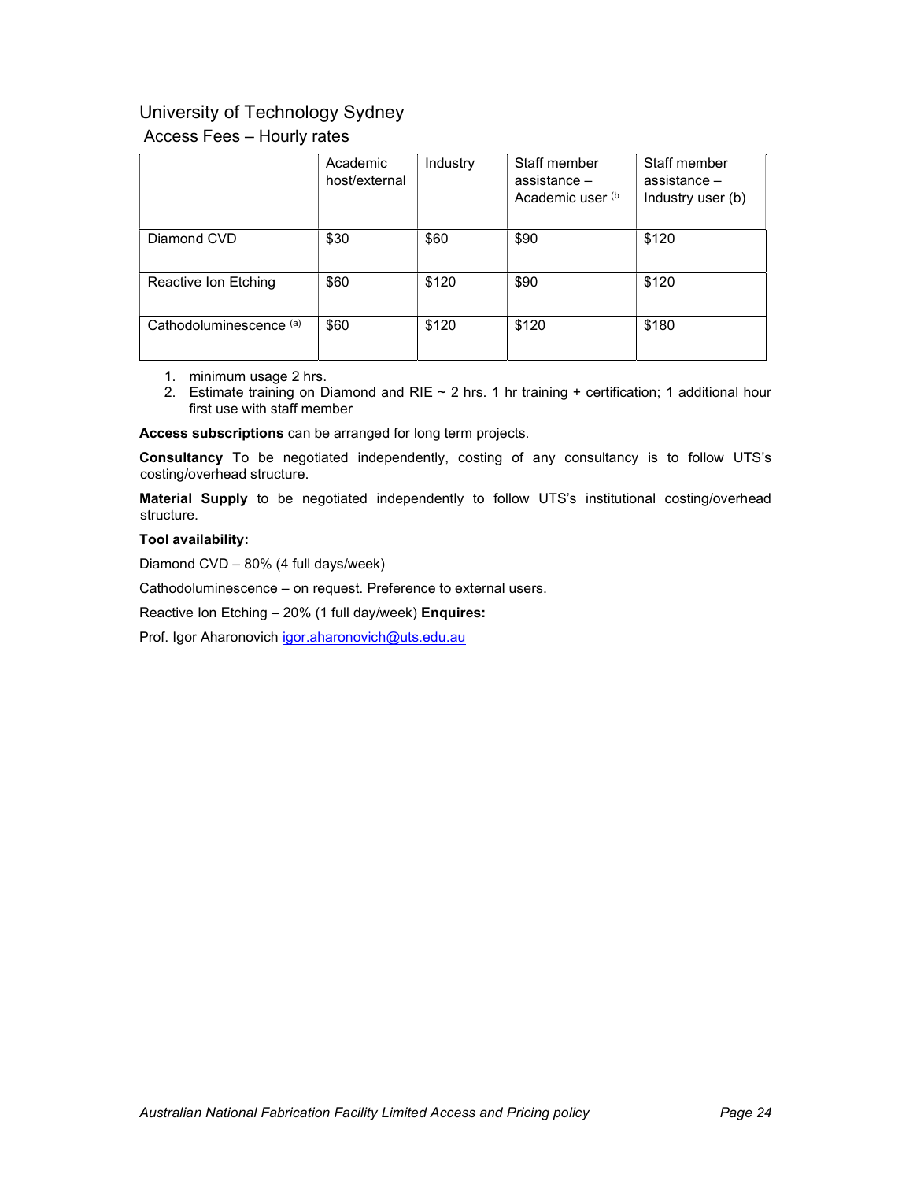## University of Technology Sydney

### Access Fees – Hourly rates

| | Academic host/external | Industry | Staff member assistance – Academic user (b | Staff member assistance – Industry user (b) |
|---|---|---|---|---|
| Diamond CVD | $30 | $60 | $90 | $120 |
| Reactive Ion Etching | $60 | $120 | $90 | $120 |
| Cathodoluminescence (a) | $60 | $120 | $120 | $180 |

1. minimum usage 2 hrs.
2. Estimate training on Diamond and RIE ~ 2 hrs. 1 hr training + certification; 1 additional hour first use with staff member

**Access subscriptions** can be arranged for long term projects.

**Consultancy** To be negotiated independently, costing of any consultancy is to follow UTS's costing/overhead structure.

**Material Supply** to be negotiated independently to follow UTS's institutional costing/overhead structure.

**Tool availability:**

Diamond CVD – 80% (4 full days/week)

Cathodoluminescence – on request. Preference to external users.

Reactive Ion Etching – 20% (1 full day/week) **Enquires:**

Prof. Igor Aharonovich igor.aharonovich@uts.edu.au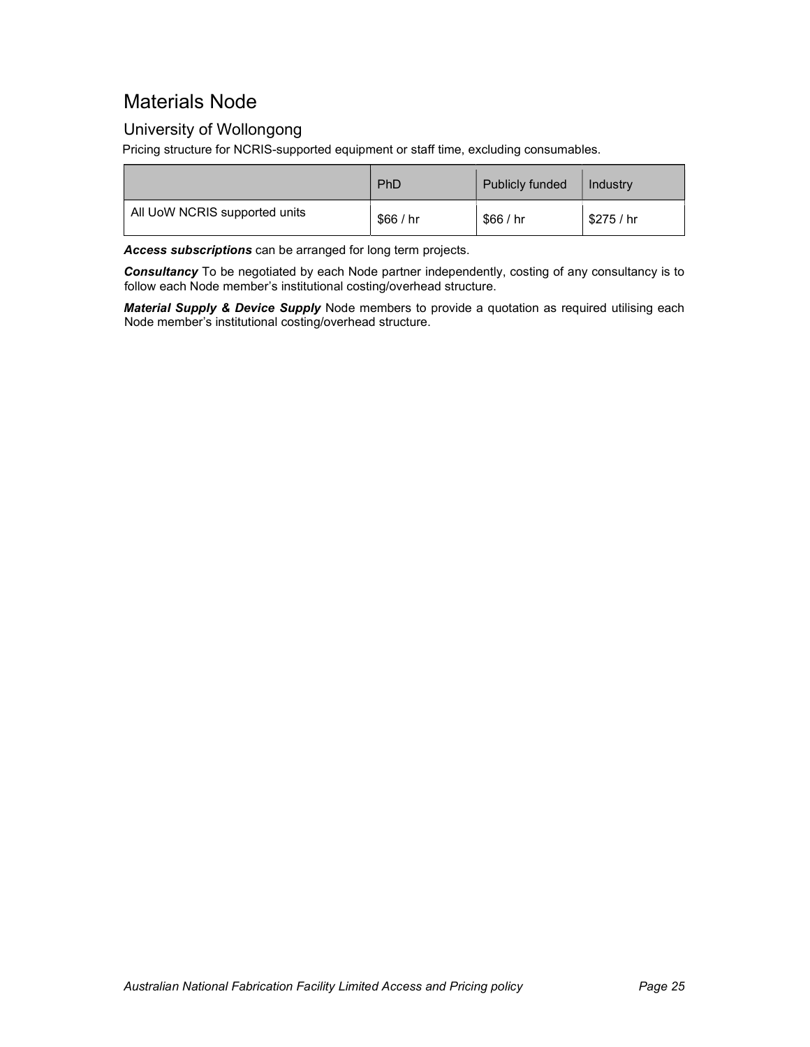# Materials Node

## University of Wollongong

Pricing structure for NCRIS-supported equipment or staff time, excluding consumables.

| | PhD | Publicly funded | Industry |
|---|---|---|---|
| All UoW NCRIS supported units | $66 / hr | $66 / hr | $275 / hr |

***Access subscriptions*** can be arranged for long term projects.

***Consultancy*** To be negotiated by each Node partner independently, costing of any consultancy is to follow each Node member's institutional costing/overhead structure.

***Material Supply & Device Supply*** Node members to provide a quotation as required utilising each Node member's institutional costing/overhead structure.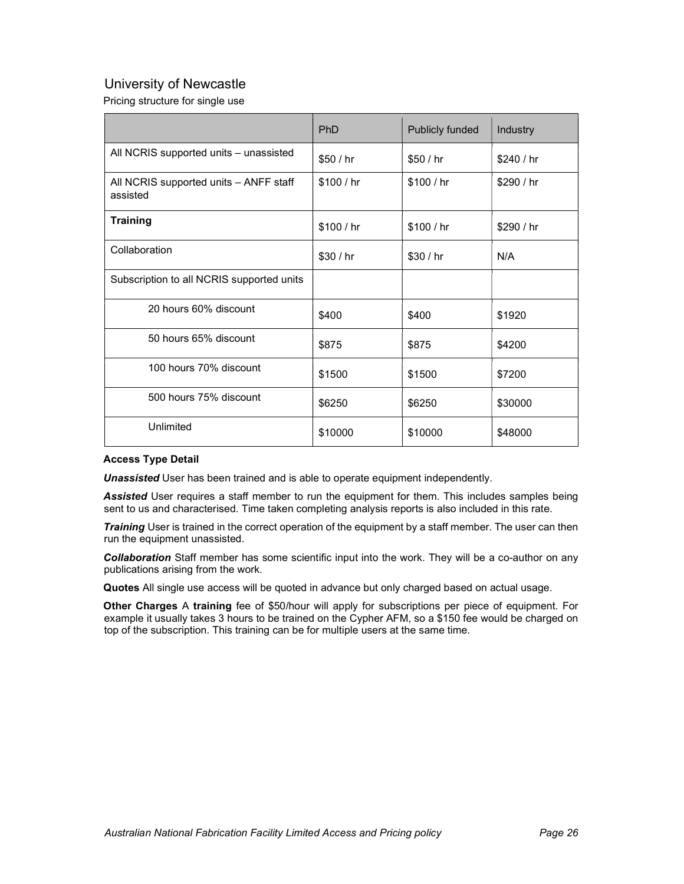## University of Newcastle

Pricing structure for single use

| | PhD | Publicly funded | Industry |
|---|---|---|---|
| All NCRIS supported units – unassisted | $50 / hr | $50 / hr | $240 / hr |
| All NCRIS supported units – ANFF staff assisted | $100 / hr | $100 / hr | $290 / hr |
| **Training** | $100 / hr | $100 / hr | $290 / hr |
| Collaboration | $30 / hr | $30 / hr | N/A |
| Subscription to all NCRIS supported units | | | |
| 20 hours 60% discount | $400 | $400 | $1920 |
| 50 hours 65% discount | $875 | $875 | $4200 |
| 100 hours 70% discount | $1500 | $1500 | $7200 |
| 500 hours 75% discount | $6250 | $6250 | $30000 |
| Unlimited | $10000 | $10000 | $48000 |

**Access Type Detail**

***Unassisted*** User has been trained and is able to operate equipment independently.

***Assisted*** User requires a staff member to run the equipment for them. This includes samples being sent to us and characterised. Time taken completing analysis reports is also included in this rate.

***Training*** User is trained in the correct operation of the equipment by a staff member. The user can then run the equipment unassisted.

***Collaboration*** Staff member has some scientific input into the work. They will be a co-author on any publications arising from the work.

**Quotes** All single use access will be quoted in advance but only charged based on actual usage.

**Other Charges** A **training** fee of $50/hour will apply for subscriptions per piece of equipment. For example it usually takes 3 hours to be trained on the Cypher AFM, so a $150 fee would be charged on top of the subscription. This training can be for multiple users at the same time.